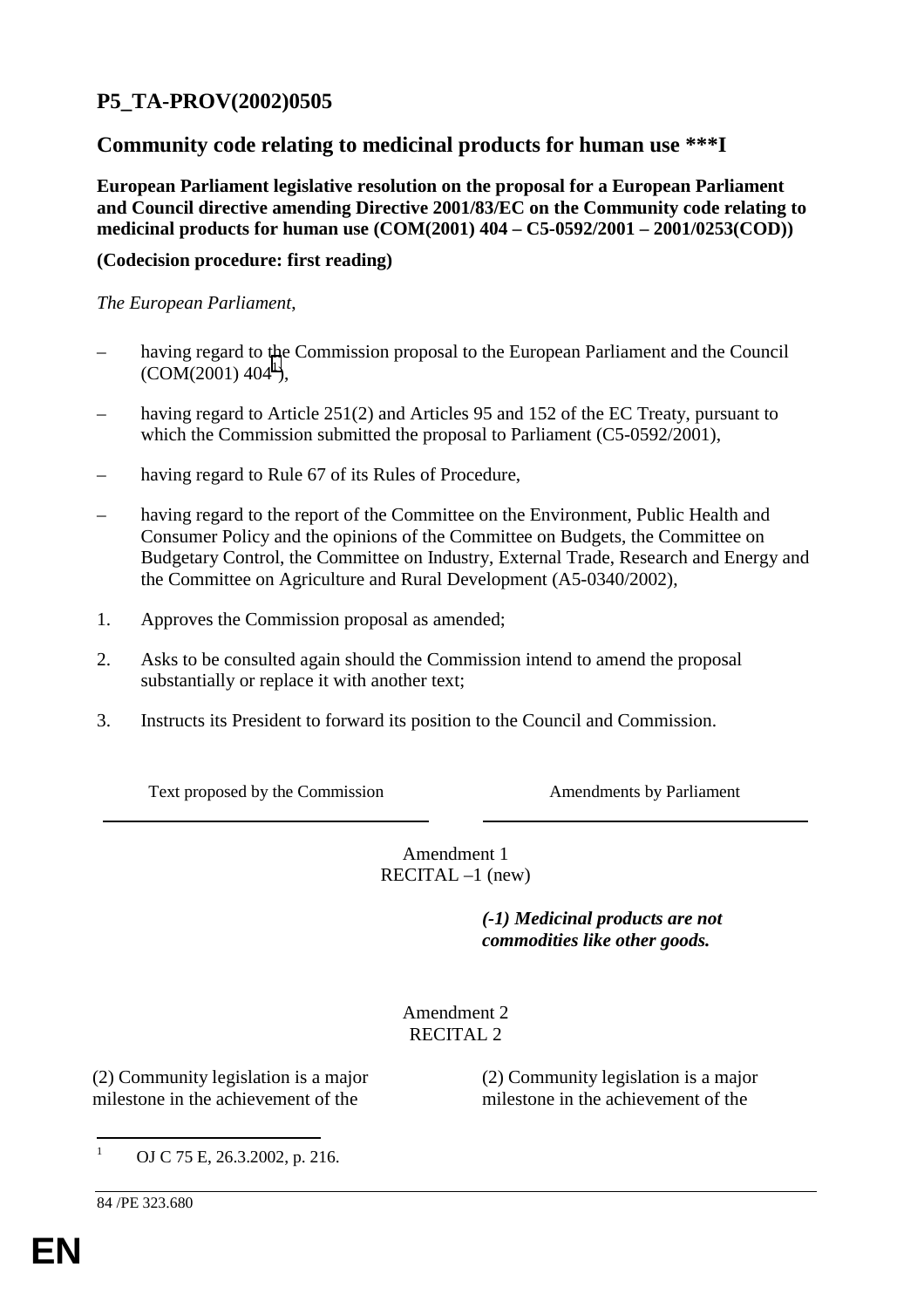# P5_TA-PROV(2002)0505

## Community code relating to medicinal products for human use ***I

**European Parliament legislative resolution on the proposal for a European Parliament and Council directive amending Directive 2001/83/EC on the Community code relating to medicinal products for human use (COM(2001) 404 – C5-0592/2001 – 2001/0253(COD))**

**(Codecision procedure: first reading)**

*The European Parliament*,

– having regard to the Commission proposal to the European Parliament and the Council (COM(2001) 404[1]),

– having regard to Article 251(2) and Articles 95 and 152 of the EC Treaty, pursuant to which the Commission submitted the proposal to Parliament (C5-0592/2001),

– having regard to Rule 67 of its Rules of Procedure,

– having regard to the report of the Committee on the Environment, Public Health and Consumer Policy and the opinions of the Committee on Budgets, the Committee on Budgetary Control, the Committee on Industry, External Trade, Research and Energy and the Committee on Agriculture and Rural Development (A5-0340/2002),

1. Approves the Commission proposal as amended;

2. Asks to be consulted again should the Commission intend to amend the proposal substantially or replace it with another text;

3. Instructs its President to forward its position to the Council and Commission.

| Text proposed by the Commission | Amendments by Parliament |
|---|---|
| | Amendment 1<br>RECITAL –1 (new) |
| | ***(-1) Medicinal products are not commodities like other goods.*** |
| | Amendment 2<br>RECITAL 2 |
| (2) Community legislation is a major milestone in the achievement of the | (2) Community legislation is a major milestone in the achievement of the |

[1] OJ C 75 E, 26.3.2002, p. 216.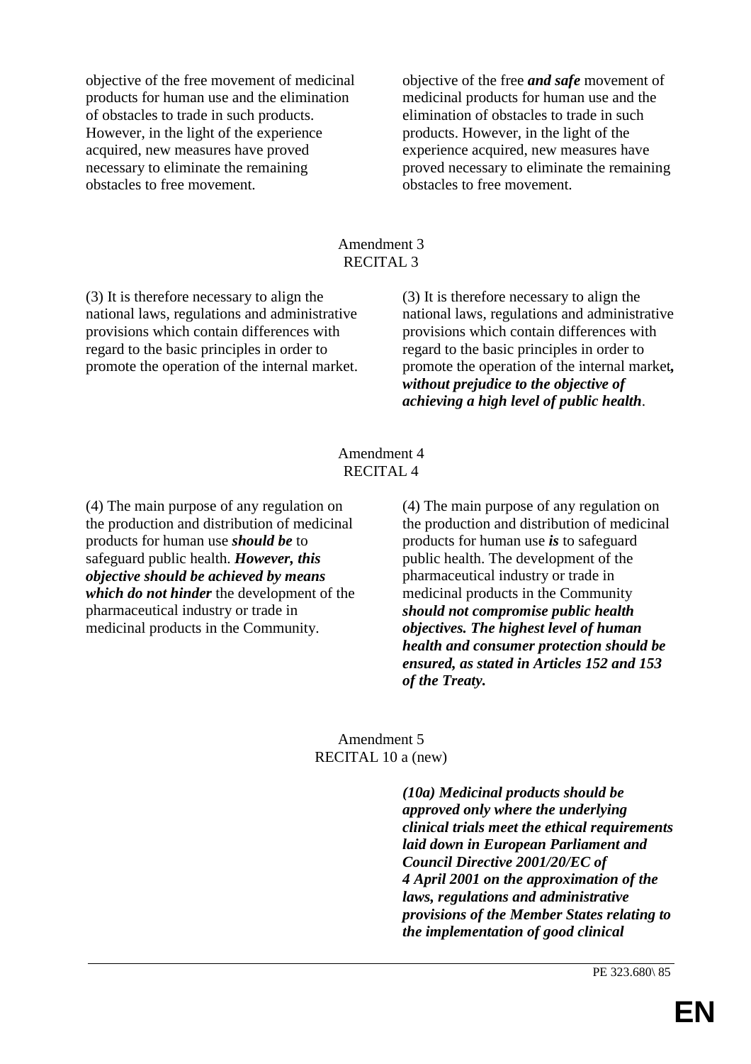| | |
|---|---|
| objective of the free movement of medicinal products for human use and the elimination of obstacles to trade in such products. However, in the light of the experience acquired, new measures have proved necessary to eliminate the remaining obstacles to free movement. | objective of the free ***and safe*** movement of medicinal products for human use and the elimination of obstacles to trade in such products. However, in the light of the experience acquired, new measures have proved necessary to eliminate the remaining obstacles to free movement. |

Amendment 3
RECITAL 3

| | |
|---|---|
| (3) It is therefore necessary to align the national laws, regulations and administrative provisions which contain differences with regard to the basic principles in order to promote the operation of the internal market. | (3) It is therefore necessary to align the national laws, regulations and administrative provisions which contain differences with regard to the basic principles in order to promote the operation of the internal market***, without prejudice to the objective of achieving a high level of public health***. |

Amendment 4
RECITAL 4

| | |
|---|---|
| (4) The main purpose of any regulation on the production and distribution of medicinal products for human use ***should be*** to safeguard public health. ***However, this objective should be achieved by means which do not hinder*** the development of the pharmaceutical industry or trade in medicinal products in the Community. | (4) The main purpose of any regulation on the production and distribution of medicinal products for human use ***is*** to safeguard public health. The development of the pharmaceutical industry or trade in medicinal products in the Community ***should not compromise public health objectives. The highest level of human health and consumer protection should be ensured, as stated in Articles 152 and 153 of the Treaty.*** |

Amendment 5
RECITAL 10 a (new)

| | |
|---|---|
| | ***(10a) Medicinal products should be approved only where the underlying clinical trials meet the ethical requirements laid down in European Parliament and Council Directive 2001/20/EC of 4 April 2001 on the approximation of the laws, regulations and administrative provisions of the Member States relating to the implementation of good clinical*** |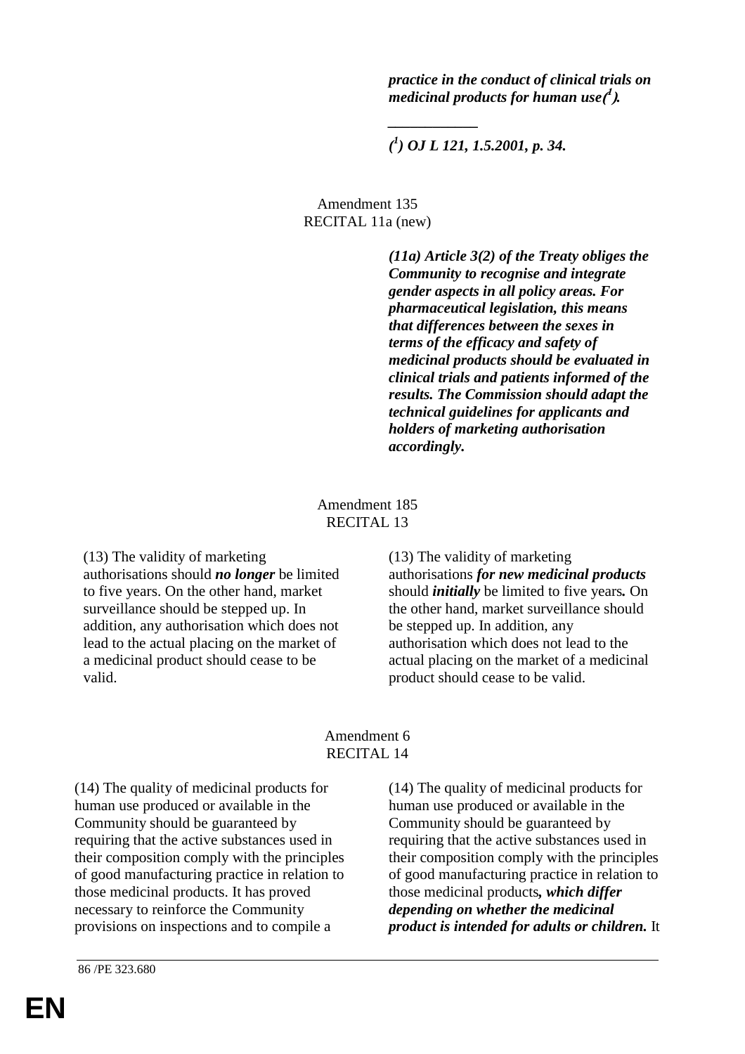***practice in the conduct of clinical trials on medicinal products for human use([1]).***

***([1]) OJ L 121, 1.5.2001, p. 34.***

Amendment 135
RECITAL 11a (new)

| | |
|---|---|
| | ***(11a) Article 3(2) of the Treaty obliges the Community to recognise and integrate gender aspects in all policy areas. For pharmaceutical legislation, this means that differences between the sexes in terms of the efficacy and safety of medicinal products should be evaluated in clinical trials and patients informed of the results. The Commission should adapt the technical guidelines for applicants and holders of marketing authorisation accordingly.*** |

Amendment 185
RECITAL 13

| | |
|---|---|
| (13) The validity of marketing authorisations should ***no longer*** be limited to five years. On the other hand, market surveillance should be stepped up. In addition, any authorisation which does not lead to the actual placing on the market of a medicinal product should cease to be valid. | (13) The validity of marketing authorisations ***for new medicinal products*** should ***initially*** be limited to five years***.*** On the other hand, market surveillance should be stepped up. In addition, any authorisation which does not lead to the actual placing on the market of a medicinal product should cease to be valid. |

Amendment 6
RECITAL 14

| | |
|---|---|
| (14) The quality of medicinal products for human use produced or available in the Community should be guaranteed by requiring that the active substances used in their composition comply with the principles of good manufacturing practice in relation to those medicinal products. It has proved necessary to reinforce the Community provisions on inspections and to compile a | (14) The quality of medicinal products for human use produced or available in the Community should be guaranteed by requiring that the active substances used in their composition comply with the principles of good manufacturing practice in relation to those medicinal products***, which differ depending on whether the medicinal product is intended for adults or children.*** It |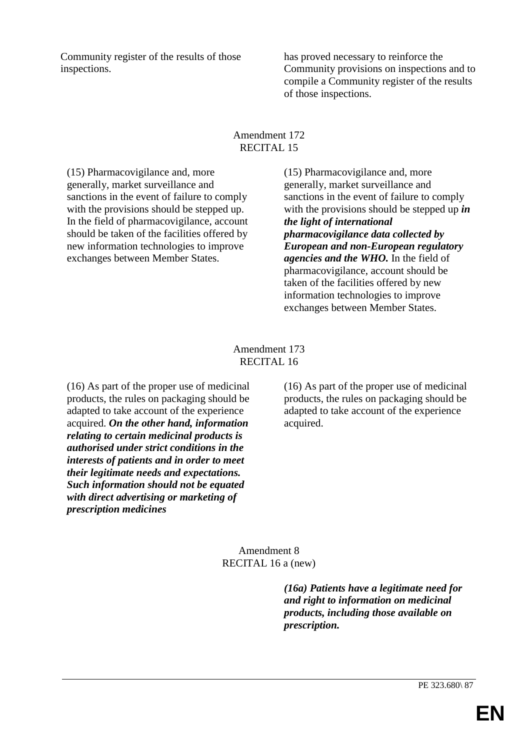| | |
|---|---|
| Community register of the results of those inspections. | has proved necessary to reinforce the Community provisions on inspections and to compile a Community register of the results of those inspections. |

Amendment 172
RECITAL 15

| | |
|---|---|
| (15) Pharmacovigilance and, more generally, market surveillance and sanctions in the event of failure to comply with the provisions should be stepped up. In the field of pharmacovigilance, account should be taken of the facilities offered by new information technologies to improve exchanges between Member States. | (15) Pharmacovigilance and, more generally, market surveillance and sanctions in the event of failure to comply with the provisions should be stepped up ***in the light of international pharmacovigilance data collected by European and non-European regulatory agencies and the WHO.*** In the field of pharmacovigilance, account should be taken of the facilities offered by new information technologies to improve exchanges between Member States. |

Amendment 173
RECITAL 16

| | |
|---|---|
| (16) As part of the proper use of medicinal products, the rules on packaging should be adapted to take account of the experience acquired. ***On the other hand, information relating to certain medicinal products is authorised under strict conditions in the interests of patients and in order to meet their legitimate needs and expectations. Such information should not be equated with direct advertising or marketing of prescription medicines*** | (16) As part of the proper use of medicinal products, the rules on packaging should be adapted to take account of the experience acquired. |

Amendment 8
RECITAL 16 a (new)

| | |
|---|---|
| | ***(16a) Patients have a legitimate need for and right to information on medicinal products, including those available on prescription.*** |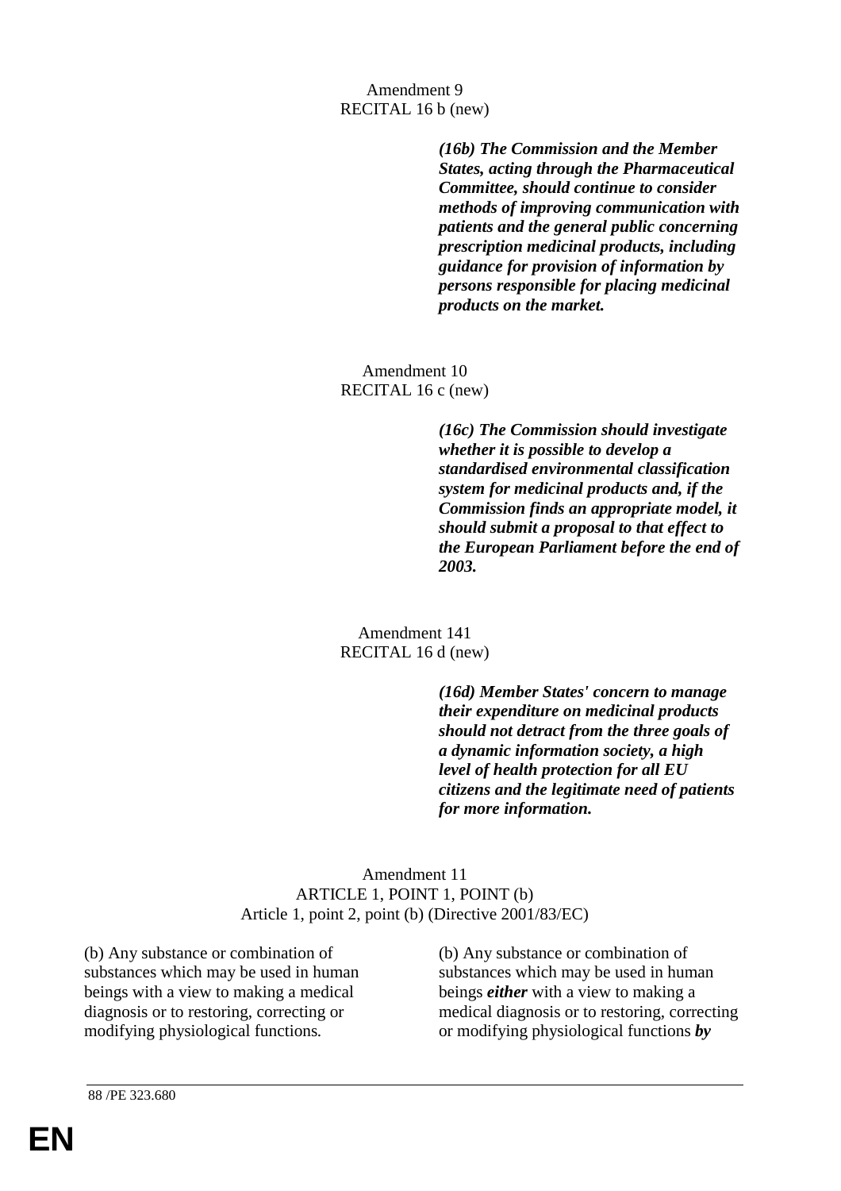Amendment 9
RECITAL 16 b (new)

| | |
|---|---|
| | ***(16b) The Commission and the Member States, acting through the Pharmaceutical Committee, should continue to consider methods of improving communication with patients and the general public concerning prescription medicinal products, including guidance for provision of information by persons responsible for placing medicinal products on the market.*** |

Amendment 10
RECITAL 16 c (new)

| | |
|---|---|
| | ***(16c) The Commission should investigate whether it is possible to develop a standardised environmental classification system for medicinal products and, if the Commission finds an appropriate model, it should submit a proposal to that effect to the European Parliament before the end of 2003.*** |

Amendment 141
RECITAL 16 d (new)

| | |
|---|---|
| | ***(16d) Member States' concern to manage their expenditure on medicinal products should not detract from the three goals of a dynamic information society, a high level of health protection for all EU citizens and the legitimate need of patients for more information.*** |

Amendment 11
ARTICLE 1, POINT 1, POINT (b)
Article 1, point 2, point (b) (Directive 2001/83/EC)

| | |
|---|---|
| (b) Any substance or combination of substances which may be used in human beings with a view to making a medical diagnosis or to restoring, correcting or modifying physiological functions. | (b) Any substance or combination of substances which may be used in human beings ***either*** with a view to making a medical diagnosis or to restoring, correcting or modifying physiological functions ***by*** |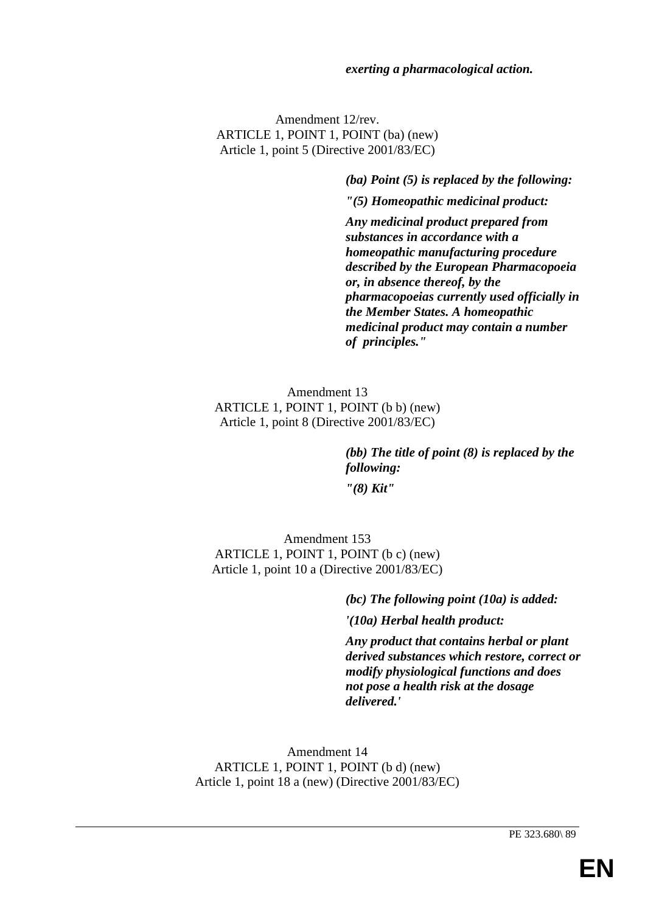***exerting a pharmacological action.***

Amendment 12/rev.
ARTICLE 1, POINT 1, POINT (ba) (new)
Article 1, point 5 (Directive 2001/83/EC)

***(ba) Point (5) is replaced by the following:***

***"(5) Homeopathic medicinal product:***

***Any medicinal product prepared from substances in accordance with a homeopathic manufacturing procedure described by the European Pharmacopoeia or, in absence thereof, by the pharmacopoeias currently used officially in the Member States. A homeopathic medicinal product may contain a number of principles."***

Amendment 13
ARTICLE 1, POINT 1, POINT (b b) (new)
Article 1, point 8 (Directive 2001/83/EC)

***(bb) The title of point (8) is replaced by the following:***

***"(8) Kit"***

Amendment 153
ARTICLE 1, POINT 1, POINT (b c) (new)
Article 1, point 10 a (Directive 2001/83/EC)

***(bc) The following point (10a) is added:***

***'(10a) Herbal health product:***

***Any product that contains herbal or plant derived substances which restore, correct or modify physiological functions and does not pose a health risk at the dosage delivered.'***

Amendment 14
ARTICLE 1, POINT 1, POINT (b d) (new)
Article 1, point 18 a (new) (Directive 2001/83/EC)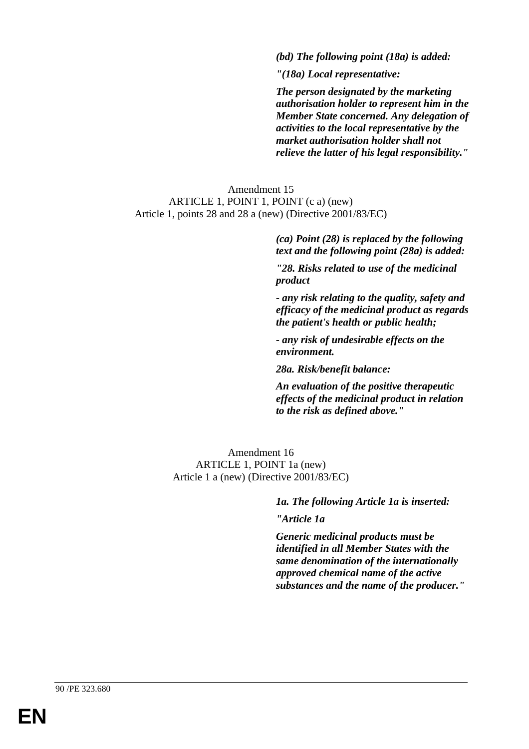***(bd) The following point (18a) is added:***

***"(18a) Local representative:***

***The person designated by the marketing authorisation holder to represent him in the Member State concerned. Any delegation of activities to the local representative by the market authorisation holder shall not relieve the latter of his legal responsibility."***

Amendment 15
ARTICLE 1, POINT 1, POINT (c a) (new)
Article 1, points 28 and 28 a (new) (Directive 2001/83/EC)

***(ca) Point (28) is replaced by the following text and the following point (28a) is added:***

***"28. Risks related to use of the medicinal product***

***- any risk relating to the quality, safety and efficacy of the medicinal product as regards the patient's health or public health;***

***- any risk of undesirable effects on the environment.***

***28a. Risk/benefit balance:***

***An evaluation of the positive therapeutic effects of the medicinal product in relation to the risk as defined above."***

Amendment 16
ARTICLE 1, POINT 1a (new)
Article 1 a (new) (Directive 2001/83/EC)

***1a. The following Article 1a is inserted:***

***"Article 1a***

***Generic medicinal products must be identified in all Member States with the same denomination of the internationally approved chemical name of the active substances and the name of the producer."***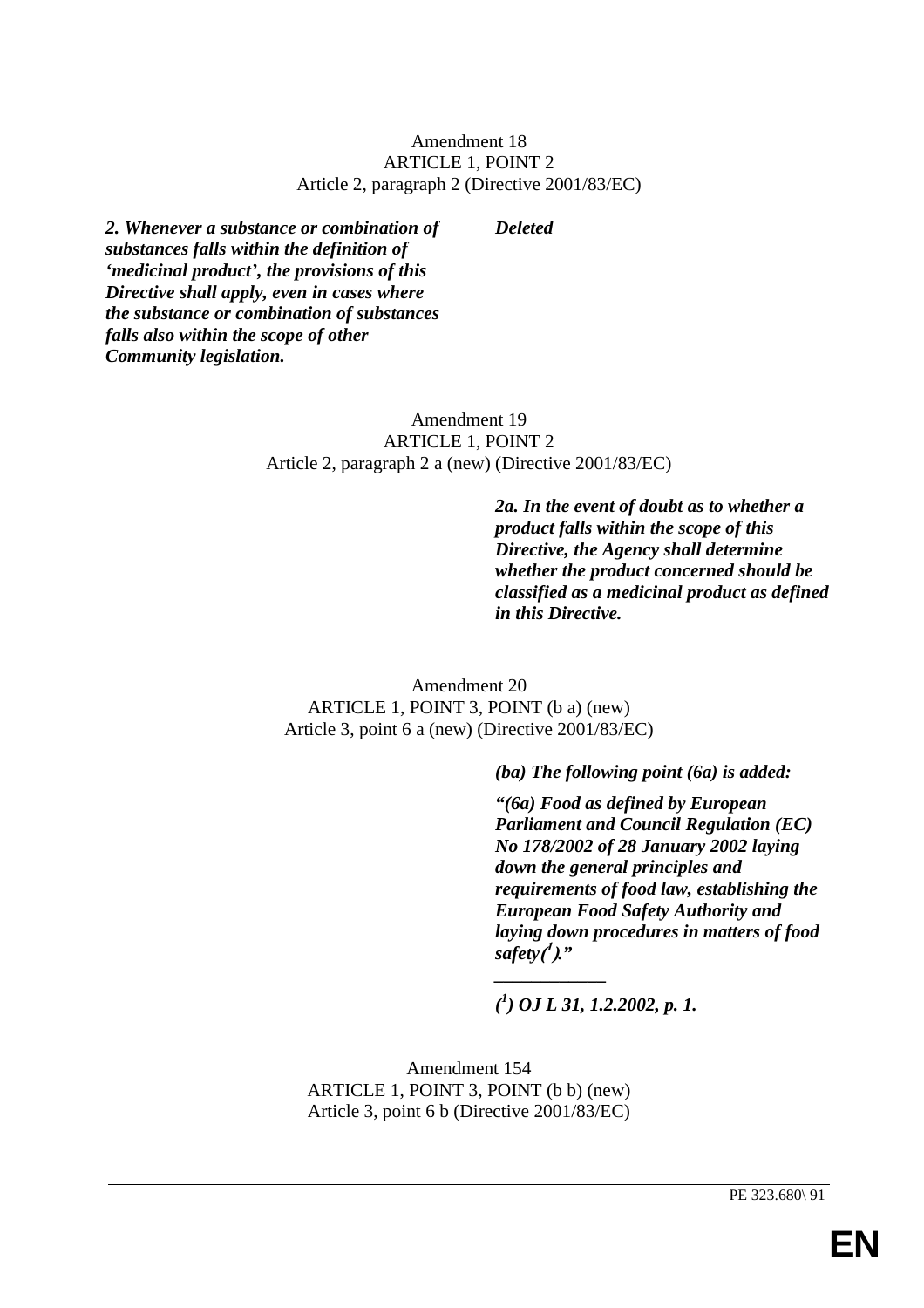Amendment 18
ARTICLE 1, POINT 2
Article 2, paragraph 2 (Directive 2001/83/EC)

| | |
|---|---|
| ***2. Whenever a substance or combination of substances falls within the definition of 'medicinal product', the provisions of this Directive shall apply, even in cases where the substance or combination of substances falls also within the scope of other Community legislation.*** | ***Deleted*** |

Amendment 19
ARTICLE 1, POINT 2
Article 2, paragraph 2 a (new) (Directive 2001/83/EC)

| | |
|---|---|
| | ***2a. In the event of doubt as to whether a product falls within the scope of this Directive, the Agency shall determine whether the product concerned should be classified as a medicinal product as defined in this Directive.*** |

Amendment 20
ARTICLE 1, POINT 3, POINT (b a) (new)
Article 3, point 6 a (new) (Directive 2001/83/EC)

| | |
|---|---|
| | ***(ba) The following point (6a) is added:*** <br><br> ***"(6a) Food as defined by European Parliament and Council Regulation (EC) No 178/2002 of 28 January 2002 laying down the general principles and requirements of food law, establishing the European Food Safety Authority and laying down procedures in matters of food safety[1]."*** <br><br> ***[1] OJ L 31, 1.2.2002, p. 1.*** |

Amendment 154
ARTICLE 1, POINT 3, POINT (b b) (new)
Article 3, point 6 b (Directive 2001/83/EC)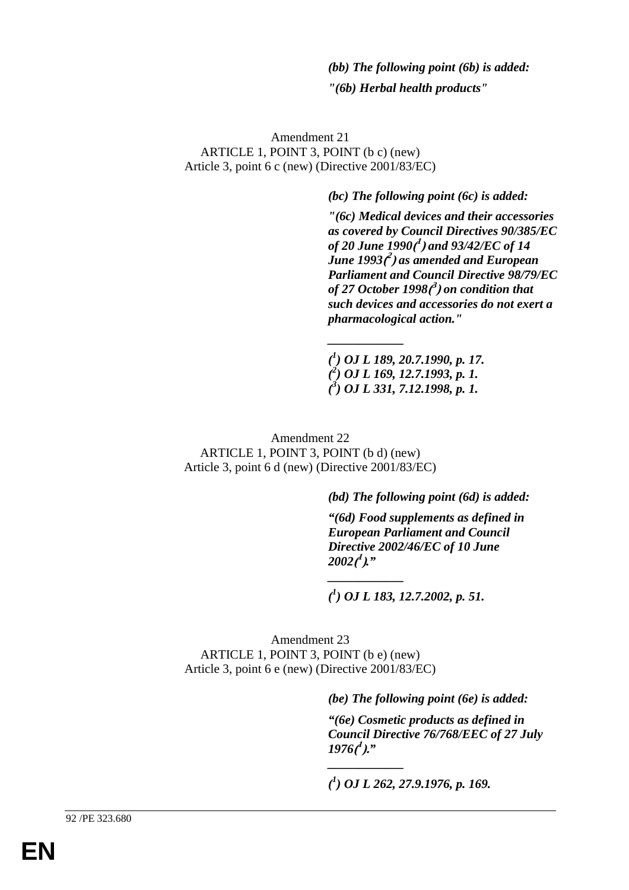***(bb) The following point (6b) is added:***

***"(6b) Herbal health products"***

Amendment 21
ARTICLE 1, POINT 3, POINT (b c) (new)
Article 3, point 6 c (new) (Directive 2001/83/EC)

***(bc) The following point (6c) is added:***

***"(6c) Medical devices and their accessories as covered by Council Directives 90/385/EC of 20 June 1990([1]) and 93/42/EC of 14 June 1993([2]) as amended and European Parliament and Council Directive 98/79/EC of 27 October 1998([3]) on condition that such devices and accessories do not exert a pharmacological action."***

***___________***

***([1]) OJ L 189, 20.7.1990, p. 17.***
***([2]) OJ L 169, 12.7.1993, p. 1.***
***([3]) OJ L 331, 7.12.1998, p. 1.***

Amendment 22
ARTICLE 1, POINT 3, POINT (b d) (new)
Article 3, point 6 d (new) (Directive 2001/83/EC)

***(bd) The following point (6d) is added:***

***"(6d) Food supplements as defined in European Parliament and Council Directive 2002/46/EC of 10 June 2002([1])."***

***___________***

***([1]) OJ L 183, 12.7.2002, p. 51.***

Amendment 23
ARTICLE 1, POINT 3, POINT (b e) (new)
Article 3, point 6 e (new) (Directive 2001/83/EC)

***(be) The following point (6e) is added:***

***"(6e) Cosmetic products as defined in Council Directive 76/768/EEC of 27 July 1976([1])."***

***___________***

***([1]) OJ L 262, 27.9.1976, p. 169.***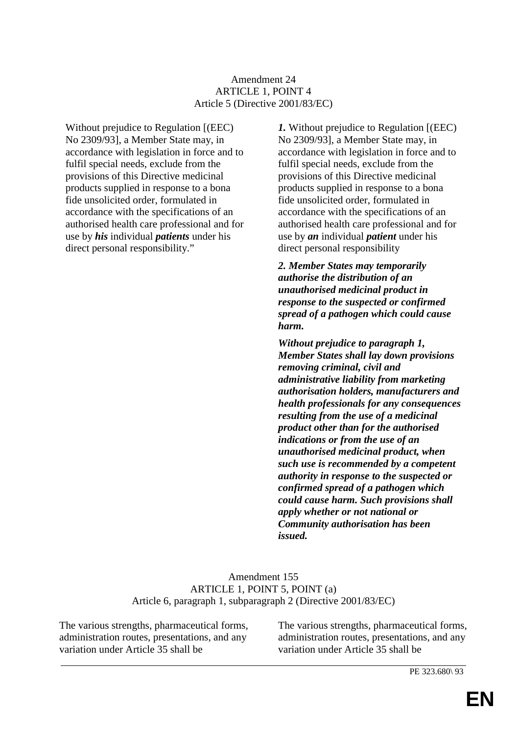Amendment 24
ARTICLE 1, POINT 4
Article 5 (Directive 2001/83/EC)

| | |
|---|---|
| Without prejudice to Regulation [(EEC) No 2309/93], a Member State may, in accordance with legislation in force and to fulfil special needs, exclude from the provisions of this Directive medicinal products supplied in response to a bona fide unsolicited order, formulated in accordance with the specifications of an authorised health care professional and for use by ***his*** individual ***patients*** under his direct personal responsibility." | ***1.*** Without prejudice to Regulation [(EEC) No 2309/93], a Member State may, in accordance with legislation in force and to fulfil special needs, exclude from the provisions of this Directive medicinal products supplied in response to a bona fide unsolicited order, formulated in accordance with the specifications of an authorised health care professional and for use by ***an*** individual ***patient*** under his direct personal responsibility<br><br>***2. Member States may temporarily authorise the distribution of an unauthorised medicinal product in response to the suspected or confirmed spread of a pathogen which could cause harm.***<br><br>***Without prejudice to paragraph 1, Member States shall lay down provisions removing criminal, civil and administrative liability from marketing authorisation holders, manufacturers and health professionals for any consequences resulting from the use of a medicinal product other than for the authorised indications or from the use of an unauthorised medicinal product, when such use is recommended by a competent authority in response to the suspected or confirmed spread of a pathogen which could cause harm. Such provisions shall apply whether or not national or Community authorisation has been issued.*** |

Amendment 155
ARTICLE 1, POINT 5, POINT (a)
Article 6, paragraph 1, subparagraph 2 (Directive 2001/83/EC)

| | |
|---|---|
| The various strengths, pharmaceutical forms, administration routes, presentations, and any variation under Article 35 shall be | The various strengths, pharmaceutical forms, administration routes, presentations, and any variation under Article 35 shall be |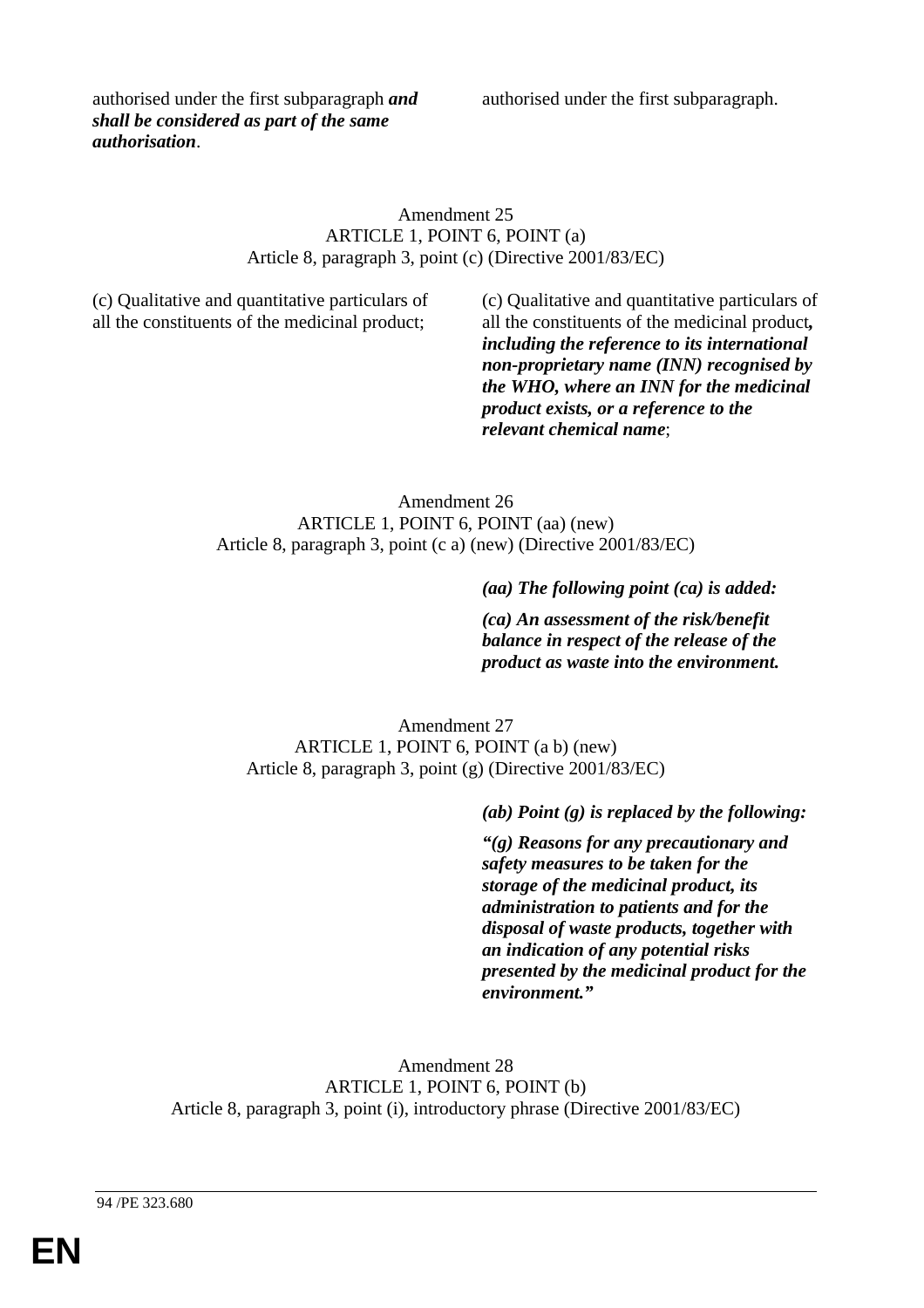| | |
|---|---|
| authorised under the first subparagraph ***and shall be considered as part of the same authorisation***. | authorised under the first subparagraph. |

Amendment 25
ARTICLE 1, POINT 6, POINT (a)
Article 8, paragraph 3, point (c) (Directive 2001/83/EC)

| | |
|---|---|
| (c) Qualitative and quantitative particulars of all the constituents of the medicinal product; | (c) Qualitative and quantitative particulars of all the constituents of the medicinal product***, including the reference to its international non-proprietary name (INN) recognised by the WHO, where an INN for the medicinal product exists, or a reference to the relevant chemical name***; |

Amendment 26
ARTICLE 1, POINT 6, POINT (aa) (new)
Article 8, paragraph 3, point (c a) (new) (Directive 2001/83/EC)

| | |
|---|---|
| | ***(aa) The following point (ca) is added:*** ***(ca) An assessment of the risk/benefit balance in respect of the release of the product as waste into the environment.*** |

Amendment 27
ARTICLE 1, POINT 6, POINT (a b) (new)
Article 8, paragraph 3, point (g) (Directive 2001/83/EC)

| | |
|---|---|
| | ***(ab) Point (g) is replaced by the following:*** ***"(g) Reasons for any precautionary and safety measures to be taken for the storage of the medicinal product, its administration to patients and for the disposal of waste products, together with an indication of any potential risks presented by the medicinal product for the environment."*** |

Amendment 28
ARTICLE 1, POINT 6, POINT (b)
Article 8, paragraph 3, point (i), introductory phrase (Directive 2001/83/EC)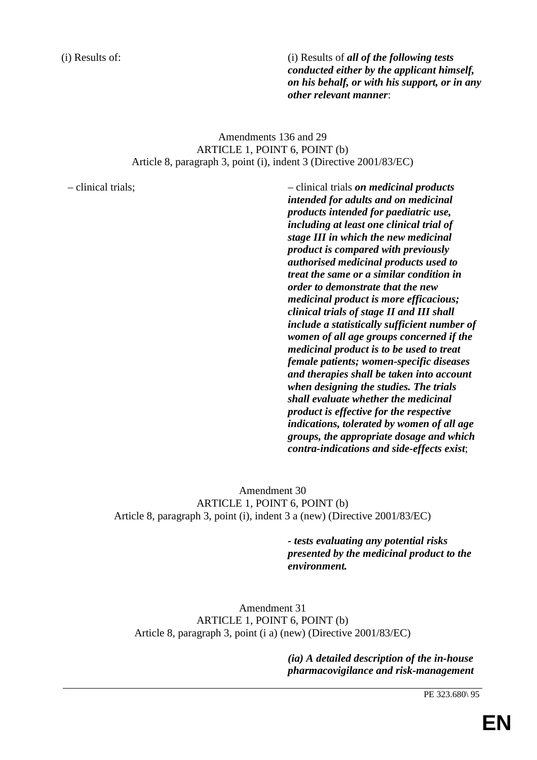| | |
|---|---|
| (i) Results of: | (i) Results of ***all of the following tests conducted either by the applicant himself, on his behalf, or with his support, or in any other relevant manner***: |

Amendments 136 and 29
ARTICLE 1, POINT 6, POINT (b)
Article 8, paragraph 3, point (i), indent 3 (Directive 2001/83/EC)

| | |
|---|---|
| – clinical trials; | – clinical trials ***on medicinal products intended for adults and on medicinal products intended for paediatric use, including at least one clinical trial of stage III in which the new medicinal product is compared with previously authorised medicinal products used to treat the same or a similar condition in order to demonstrate that the new medicinal product is more efficacious; clinical trials of stage II and III shall include a statistically sufficient number of women of all age groups concerned if the medicinal product is to be used to treat female patients; women-specific diseases and therapies shall be taken into account when designing the studies. The trials shall evaluate whether the medicinal product is effective for the respective indications, tolerated by women of all age groups, the appropriate dosage and which contra-indications and side-effects exist***; |

Amendment 30
ARTICLE 1, POINT 6, POINT (b)
Article 8, paragraph 3, point (i), indent 3 a (new) (Directive 2001/83/EC)

| | |
|---|---|
| | ***- tests evaluating any potential risks presented by the medicinal product to the environment.*** |

Amendment 31
ARTICLE 1, POINT 6, POINT (b)
Article 8, paragraph 3, point (i a) (new) (Directive 2001/83/EC)

| | |
|---|---|
| | ***(ia) A detailed description of the in-house pharmacovigilance and risk-management*** |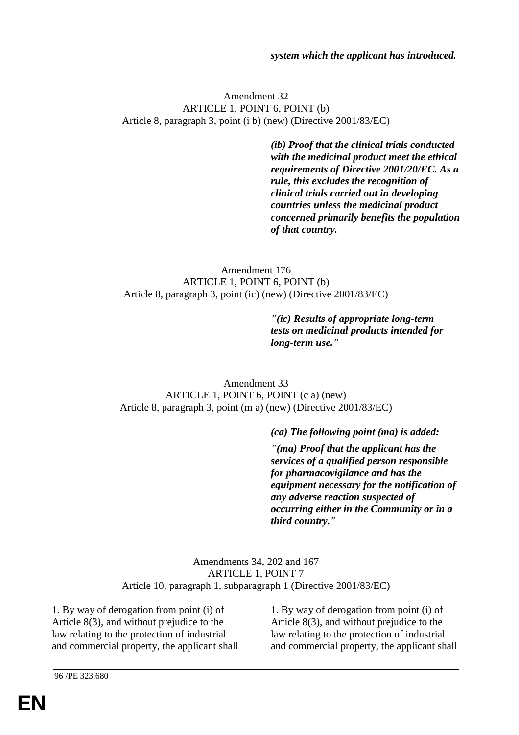***system which the applicant has introduced.***

Amendment 32
ARTICLE 1, POINT 6, POINT (b)
Article 8, paragraph 3, point (i b) (new) (Directive 2001/83/EC)

***(ib) Proof that the clinical trials conducted with the medicinal product meet the ethical requirements of Directive 2001/20/EC. As a rule, this excludes the recognition of clinical trials carried out in developing countries unless the medicinal product concerned primarily benefits the population of that country.***

Amendment 176
ARTICLE 1, POINT 6, POINT (b)
Article 8, paragraph 3, point (ic) (new) (Directive 2001/83/EC)

***"(ic) Results of appropriate long-term tests on medicinal products intended for long-term use."***

Amendment 33
ARTICLE 1, POINT 6, POINT (c a) (new)
Article 8, paragraph 3, point (m a) (new) (Directive 2001/83/EC)

***(ca) The following point (ma) is added:***

***"(ma) Proof that the applicant has the services of a qualified person responsible for pharmacovigilance and has the equipment necessary for the notification of any adverse reaction suspected of occurring either in the Community or in a third country."***

Amendments 34, 202 and 167
ARTICLE 1, POINT 7
Article 10, paragraph 1, subparagraph 1 (Directive 2001/83/EC)

| | |
|---|---|
| 1. By way of derogation from point (i) of Article 8(3), and without prejudice to the law relating to the protection of industrial and commercial property, the applicant shall | 1. By way of derogation from point (i) of Article 8(3), and without prejudice to the law relating to the protection of industrial and commercial property, the applicant shall |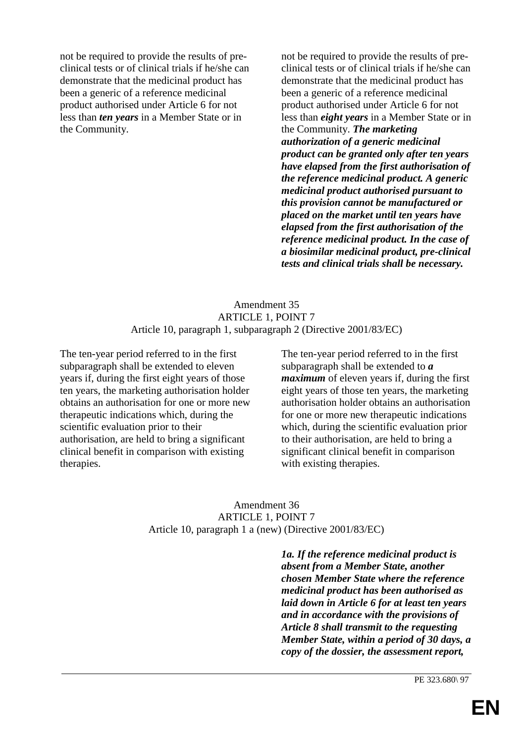| | |
|---|---|
| not be required to provide the results of pre-clinical tests or of clinical trials if he/she can demonstrate that the medicinal product has been a generic of a reference medicinal product authorised under Article 6 for not less than ***ten years*** in a Member State or in the Community. | not be required to provide the results of pre-clinical tests or of clinical trials if he/she can demonstrate that the medicinal product has been a generic of a reference medicinal product authorised under Article 6 for not less than ***eight years*** in a Member State or in the Community. ***The marketing authorization of a generic medicinal product can be granted only after ten years have elapsed from the first authorisation of the reference medicinal product. A generic medicinal product authorised pursuant to this provision cannot be manufactured or placed on the market until ten years have elapsed from the first authorisation of the reference medicinal product. In the case of a biosimilar medicinal product, pre-clinical tests and clinical trials shall be necessary.*** |

Amendment 35
ARTICLE 1, POINT 7
Article 10, paragraph 1, subparagraph 2 (Directive 2001/83/EC)

| | |
|---|---|
| The ten-year period referred to in the first subparagraph shall be extended to eleven years if, during the first eight years of those ten years, the marketing authorisation holder obtains an authorisation for one or more new therapeutic indications which, during the scientific evaluation prior to their authorisation, are held to bring a significant clinical benefit in comparison with existing therapies. | The ten-year period referred to in the first subparagraph shall be extended to ***a maximum*** of eleven years if, during the first eight years of those ten years, the marketing authorisation holder obtains an authorisation for one or more new therapeutic indications which, during the scientific evaluation prior to their authorisation, are held to bring a significant clinical benefit in comparison with existing therapies. |

Amendment 36
ARTICLE 1, POINT 7
Article 10, paragraph 1 a (new) (Directive 2001/83/EC)

| | |
|---|---|
| | ***1a. If the reference medicinal product is absent from a Member State, another chosen Member State where the reference medicinal product has been authorised as laid down in Article 6 for at least ten years and in accordance with the provisions of Article 8 shall transmit to the requesting Member State, within a period of 30 days, a copy of the dossier, the assessment report,*** |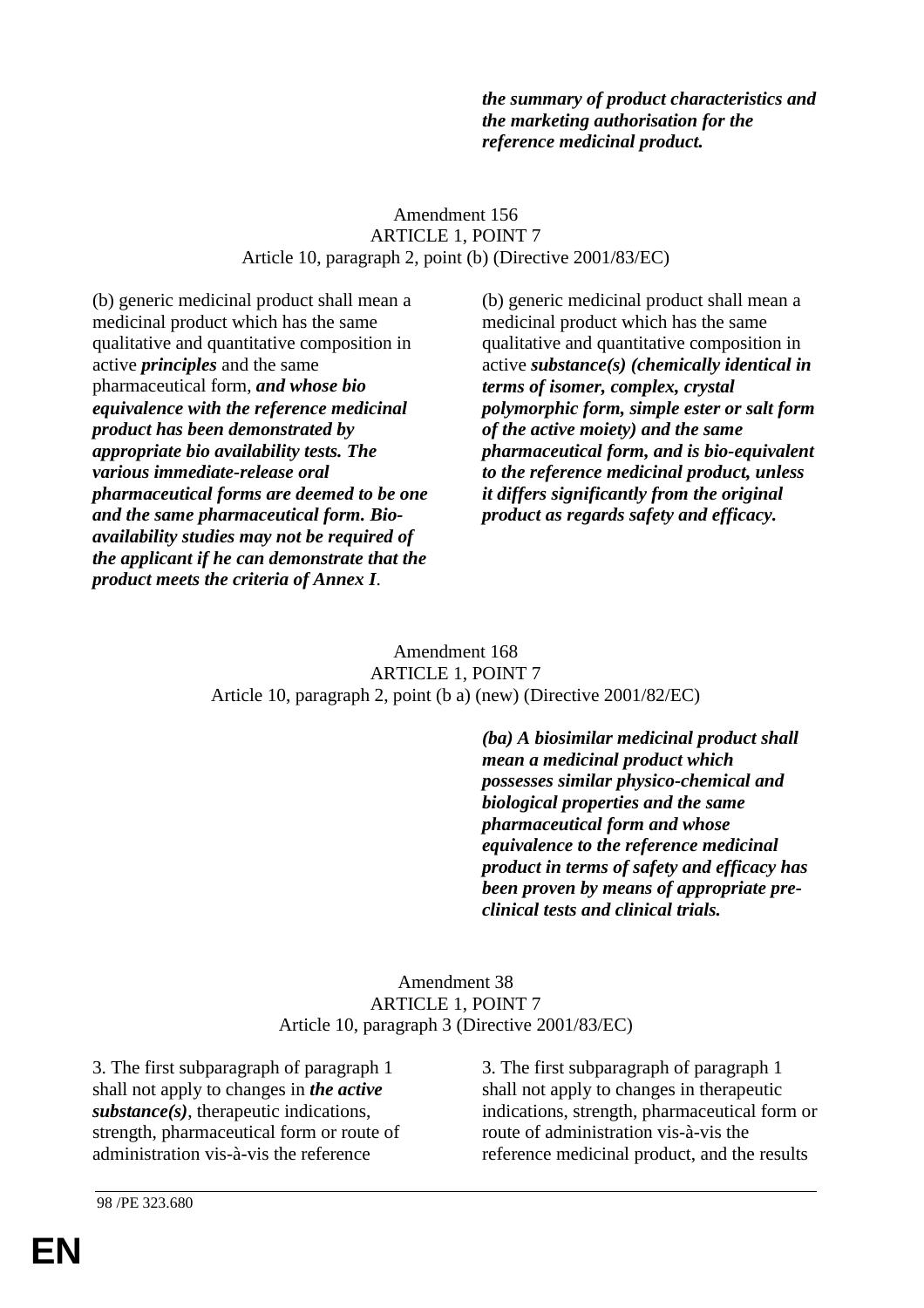| | |
|---|---|
| | ***the summary of product characteristics and the marketing authorisation for the reference medicinal product.*** |

Amendment 156
ARTICLE 1, POINT 7
Article 10, paragraph 2, point (b) (Directive 2001/83/EC)

| | |
|---|---|
| (b) generic medicinal product shall mean a medicinal product which has the same qualitative and quantitative composition in active ***principles*** and the same pharmaceutical form, ***and whose bio equivalence with the reference medicinal product has been demonstrated by appropriate bio availability tests. The various immediate-release oral pharmaceutical forms are deemed to be one and the same pharmaceutical form. Bio-availability studies may not be required of the applicant if he can demonstrate that the product meets the criteria of Annex I***. | (b) generic medicinal product shall mean a medicinal product which has the same qualitative and quantitative composition in active ***substance(s) (chemically identical in terms of isomer, complex, crystal polymorphic form, simple ester or salt form of the active moiety) and the same pharmaceutical form, and is bio-equivalent to the reference medicinal product, unless it differs significantly from the original product as regards safety and efficacy.*** |

Amendment 168
ARTICLE 1, POINT 7
Article 10, paragraph 2, point (b a) (new) (Directive 2001/82/EC)

| | |
|---|---|
| | ***(ba) A biosimilar medicinal product shall mean a medicinal product which possesses similar physico-chemical and biological properties and the same pharmaceutical form and whose equivalence to the reference medicinal product in terms of safety and efficacy has been proven by means of appropriate pre-clinical tests and clinical trials.*** |

Amendment 38
ARTICLE 1, POINT 7
Article 10, paragraph 3 (Directive 2001/83/EC)

| | |
|---|---|
| 3. The first subparagraph of paragraph 1 shall not apply to changes in ***the active substance(s)***, therapeutic indications, strength, pharmaceutical form or route of administration vis-à-vis the reference | 3. The first subparagraph of paragraph 1 shall not apply to changes in therapeutic indications, strength, pharmaceutical form or route of administration vis-à-vis the reference medicinal product, and the results |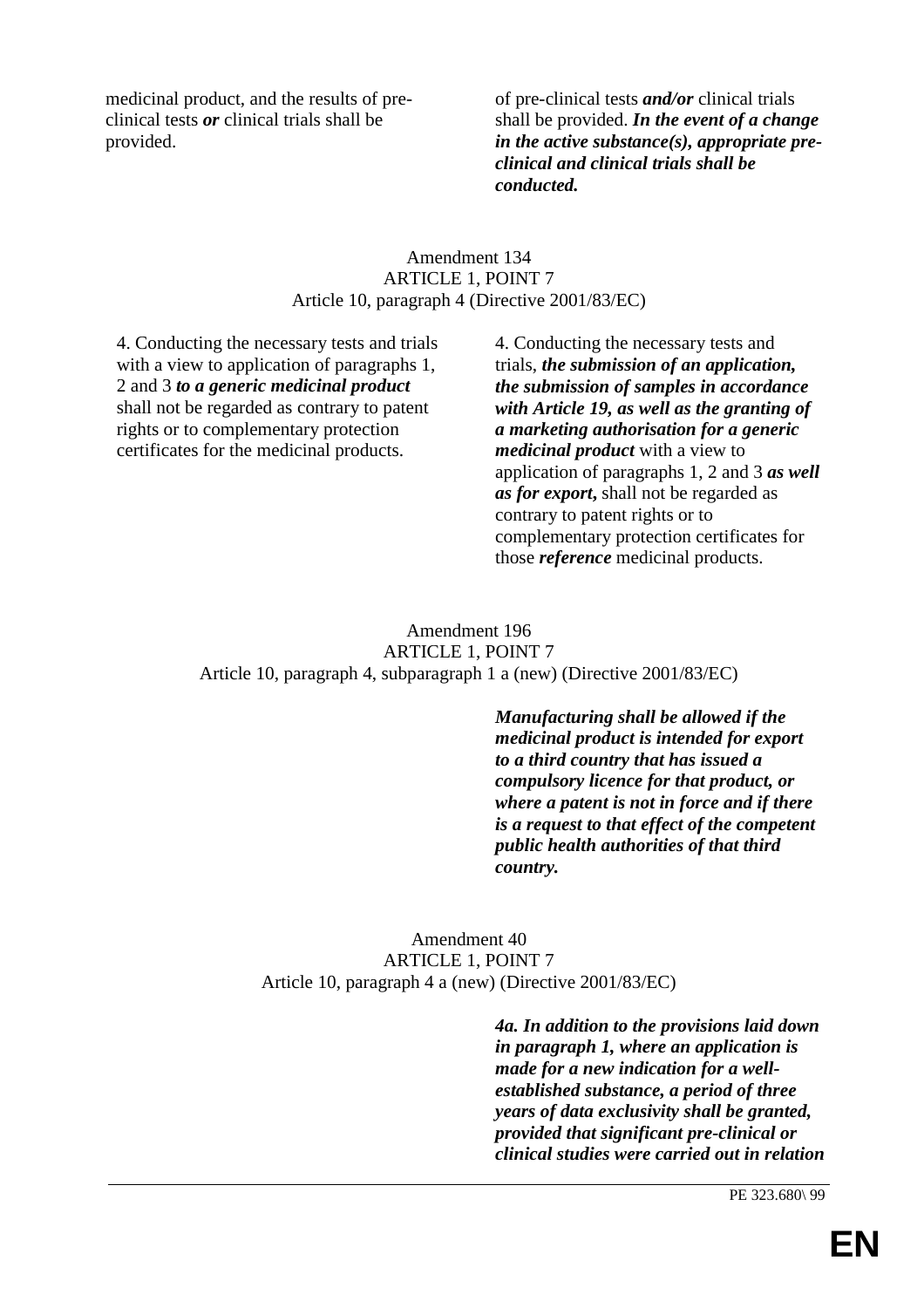| | |
|---|---|
| medicinal product, and the results of pre-clinical tests ***or*** clinical trials shall be provided. | of pre-clinical tests ***and/or*** clinical trials shall be provided. ***In the event of a change in the active substance(s), appropriate pre-clinical and clinical trials shall be conducted.*** |

Amendment 134
ARTICLE 1, POINT 7
Article 10, paragraph 4 (Directive 2001/83/EC)

| | |
|---|---|
| 4. Conducting the necessary tests and trials with a view to application of paragraphs 1, 2 and 3 ***to a generic medicinal product*** shall not be regarded as contrary to patent rights or to complementary protection certificates for the medicinal products. | 4. Conducting the necessary tests and trials, ***the submission of an application, the submission of samples in accordance with Article 19, as well as the granting of a marketing authorisation for a generic medicinal product*** with a view to application of paragraphs 1, 2 and 3 ***as well as for export***, shall not be regarded as contrary to patent rights or to complementary protection certificates for those ***reference*** medicinal products. |

Amendment 196
ARTICLE 1, POINT 7
Article 10, paragraph 4, subparagraph 1 a (new) (Directive 2001/83/EC)

| | |
|---|---|
| | ***Manufacturing shall be allowed if the medicinal product is intended for export to a third country that has issued a compulsory licence for that product, or where a patent is not in force and if there is a request to that effect of the competent public health authorities of that third country.*** |

Amendment 40
ARTICLE 1, POINT 7
Article 10, paragraph 4 a (new) (Directive 2001/83/EC)

| | |
|---|---|
| | ***4a. In addition to the provisions laid down in paragraph 1, where an application is made for a new indication for a well-established substance, a period of three years of data exclusivity shall be granted, provided that significant pre-clinical or clinical studies were carried out in relation*** |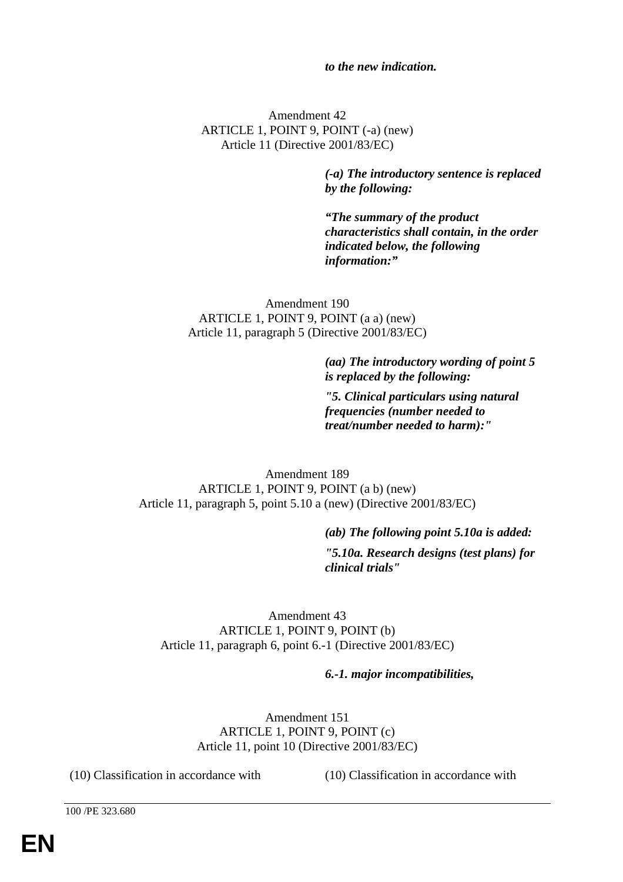***to the new indication.***

Amendment 42
ARTICLE 1, POINT 9, POINT (-a) (new)
Article 11 (Directive 2001/83/EC)

***(-a) The introductory sentence is replaced by the following:***

***"The summary of the product characteristics shall contain, in the order indicated below, the following information:"***

Amendment 190
ARTICLE 1, POINT 9, POINT (a a) (new)
Article 11, paragraph 5 (Directive 2001/83/EC)

***(aa) The introductory wording of point 5 is replaced by the following:***

***"5. Clinical particulars using natural frequencies (number needed to treat/number needed to harm):"***

Amendment 189
ARTICLE 1, POINT 9, POINT (a b) (new)
Article 11, paragraph 5, point 5.10 a (new) (Directive 2001/83/EC)

***(ab) The following point 5.10a is added:***

***"5.10a. Research designs (test plans) for clinical trials"***

Amendment 43
ARTICLE 1, POINT 9, POINT (b)
Article 11, paragraph 6, point 6.-1 (Directive 2001/83/EC)

***6.-1. major incompatibilities,***

Amendment 151
ARTICLE 1, POINT 9, POINT (c)
Article 11, point 10 (Directive 2001/83/EC)

| | |
|---|---|
| (10) Classification in accordance with | (10) Classification in accordance with |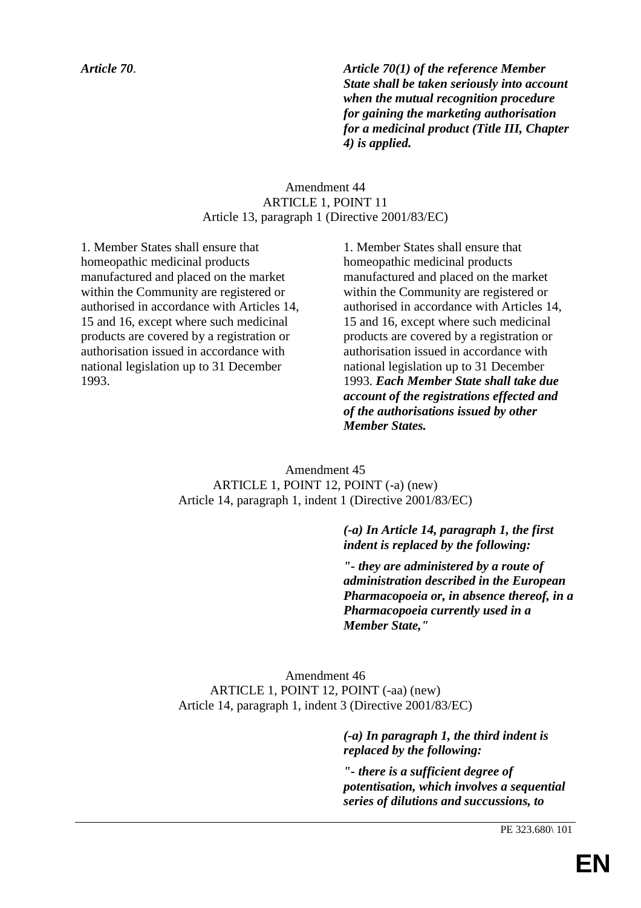| | |
|---|---|
| ***Article 70*.** | ***Article 70(1) of the reference Member State shall be taken seriously into account when the mutual recognition procedure for gaining the marketing authorisation for a medicinal product (Title III, Chapter 4) is applied.*** |

Amendment 44
ARTICLE 1, POINT 11
Article 13, paragraph 1 (Directive 2001/83/EC)

| | |
|---|---|
| 1. Member States shall ensure that homeopathic medicinal products manufactured and placed on the market within the Community are registered or authorised in accordance with Articles 14, 15 and 16, except where such medicinal products are covered by a registration or authorisation issued in accordance with national legislation up to 31 December 1993. | 1. Member States shall ensure that homeopathic medicinal products manufactured and placed on the market within the Community are registered or authorised in accordance with Articles 14, 15 and 16, except where such medicinal products are covered by a registration or authorisation issued in accordance with national legislation up to 31 December 1993. ***Each Member State shall take due account of the registrations effected and of the authorisations issued by other Member States.*** |

Amendment 45
ARTICLE 1, POINT 12, POINT (-a) (new)
Article 14, paragraph 1, indent 1 (Directive 2001/83/EC)

| | |
|---|---|
| | ***(-a) In Article 14, paragraph 1, the first indent is replaced by the following:*** ***"- they are administered by a route of administration described in the European Pharmacopoeia or, in absence thereof, in a Pharmacopoeia currently used in a Member State,"*** |

Amendment 46
ARTICLE 1, POINT 12, POINT (-aa) (new)
Article 14, paragraph 1, indent 3 (Directive 2001/83/EC)

| | |
|---|---|
| | ***(-a) In paragraph 1, the third indent is replaced by the following:*** ***"- there is a sufficient degree of potentisation, which involves a sequential series of dilutions and succussions, to*** |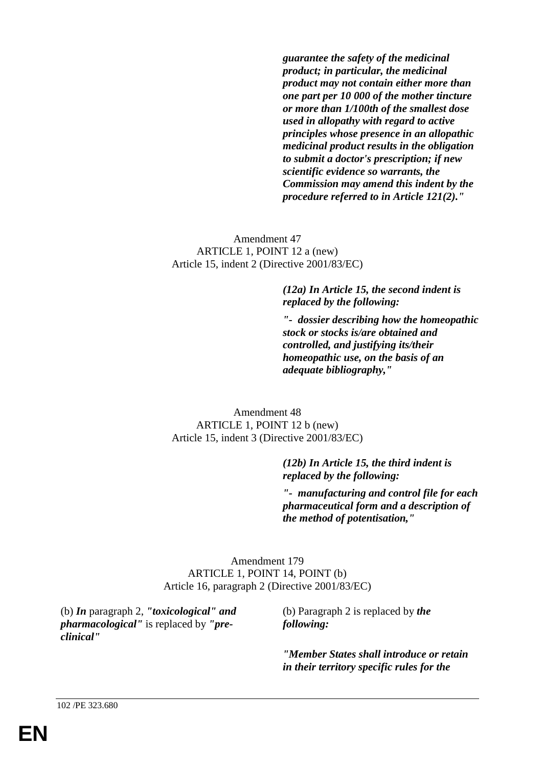***guarantee the safety of the medicinal product; in particular, the medicinal product may not contain either more than one part per 10 000 of the mother tincture or more than 1/100th of the smallest dose used in allopathy with regard to active principles whose presence in an allopathic medicinal product results in the obligation to submit a doctor's prescription; if new scientific evidence so warrants, the Commission may amend this indent by the procedure referred to in Article 121(2)."***

Amendment 47
ARTICLE 1, POINT 12 a (new)
Article 15, indent 2 (Directive 2001/83/EC)

| | |
|---|---|
| | ***(12a) In Article 15, the second indent is replaced by the following:*** |
| | ***"- dossier describing how the homeopathic stock or stocks is/are obtained and controlled, and justifying its/their homeopathic use, on the basis of an adequate bibliography,"*** |

Amendment 48
ARTICLE 1, POINT 12 b (new)
Article 15, indent 3 (Directive 2001/83/EC)

| | |
|---|---|
| | ***(12b) In Article 15, the third indent is replaced by the following:*** |
| | ***"- manufacturing and control file for each pharmaceutical form and a description of the method of potentisation,"*** |

Amendment 179
ARTICLE 1, POINT 14, POINT (b)
Article 16, paragraph 2 (Directive 2001/83/EC)

| | |
|---|---|
| (b) ***In*** paragraph 2, ***"toxicological" and pharmacological"*** is replaced by ***"pre-clinical"*** | (b) Paragraph 2 is replaced by ***the following:*** |
| | ***"Member States shall introduce or retain in their territory specific rules for the*** |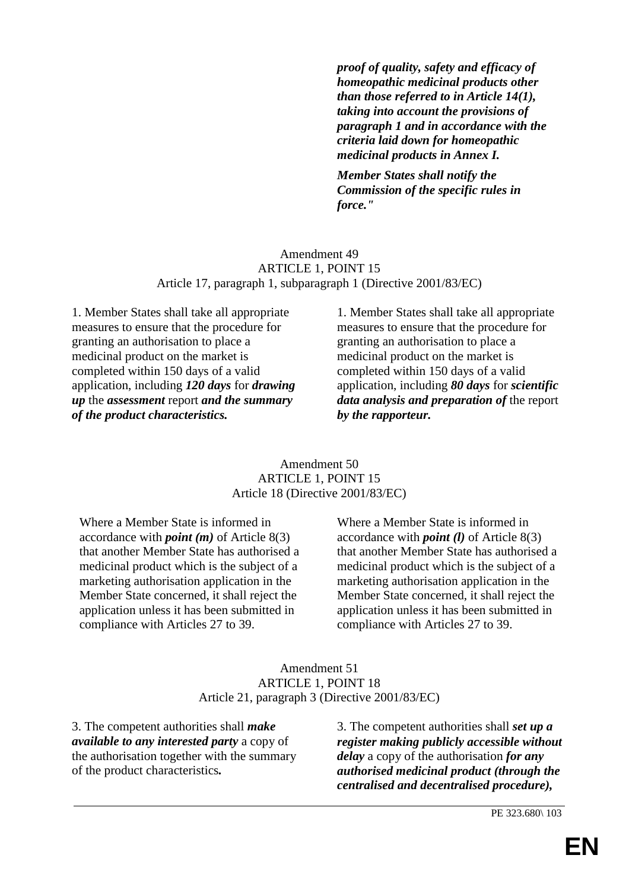| | |
|---|---|
| | ***proof of quality, safety and efficacy of homeopathic medicinal products other than those referred to in Article 14(1), taking into account the provisions of paragraph 1 and in accordance with the criteria laid down for homeopathic medicinal products in Annex I.*** ***Member States shall notify the Commission of the specific rules in force."*** |

Amendment 49
ARTICLE 1, POINT 15
Article 17, paragraph 1, subparagraph 1 (Directive 2001/83/EC)

| | |
|---|---|
| 1. Member States shall take all appropriate measures to ensure that the procedure for granting an authorisation to place a medicinal product on the market is completed within 150 days of a valid application, including ***120 days*** for ***drawing up*** the ***assessment*** report ***and the summary of the product characteristics.*** | 1. Member States shall take all appropriate measures to ensure that the procedure for granting an authorisation to place a medicinal product on the market is completed within 150 days of a valid application, including ***80 days*** for ***scientific data analysis and preparation of*** the report ***by the rapporteur.*** |

Amendment 50
ARTICLE 1, POINT 15
Article 18 (Directive 2001/83/EC)

| | |
|---|---|
| Where a Member State is informed in accordance with ***point (m)*** of Article 8(3) that another Member State has authorised a medicinal product which is the subject of a marketing authorisation application in the Member State concerned, it shall reject the application unless it has been submitted in compliance with Articles 27 to 39. | Where a Member State is informed in accordance with ***point (l)*** of Article 8(3) that another Member State has authorised a medicinal product which is the subject of a marketing authorisation application in the Member State concerned, it shall reject the application unless it has been submitted in compliance with Articles 27 to 39. |

Amendment 51
ARTICLE 1, POINT 18
Article 21, paragraph 3 (Directive 2001/83/EC)

| | |
|---|---|
| 3. The competent authorities shall ***make available to any interested party*** a copy of the authorisation together with the summary of the product characteristics***.*** | 3. The competent authorities shall ***set up a register making publicly accessible without delay*** a copy of the authorisation ***for any authorised medicinal product (through the centralised and decentralised procedure),*** |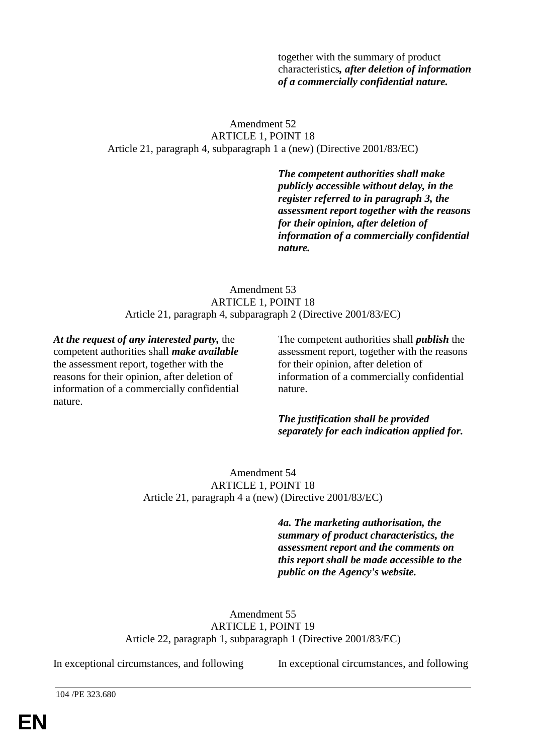| | |
|---|---|
| | together with the summary of product characteristics***, after deletion of information of a commercially confidential nature.*** |

Amendment 52
ARTICLE 1, POINT 18
Article 21, paragraph 4, subparagraph 1 a (new) (Directive 2001/83/EC)

| | |
|---|---|
| | ***The competent authorities shall make publicly accessible without delay, in the register referred to in paragraph 3, the assessment report together with the reasons for their opinion, after deletion of information of a commercially confidential nature.*** |

Amendment 53
ARTICLE 1, POINT 18
Article 21, paragraph 4, subparagraph 2 (Directive 2001/83/EC)

| | |
|---|---|
| ***At the request of any interested party,*** the competent authorities shall ***make available*** the assessment report, together with the reasons for their opinion, after deletion of information of a commercially confidential nature. | The competent authorities shall ***publish*** the assessment report, together with the reasons for their opinion, after deletion of information of a commercially confidential nature.<br><br>***The justification shall be provided separately for each indication applied for.*** |

Amendment 54
ARTICLE 1, POINT 18
Article 21, paragraph 4 a (new) (Directive 2001/83/EC)

| | |
|---|---|
| | ***4a. The marketing authorisation, the summary of product characteristics, the assessment report and the comments on this report shall be made accessible to the public on the Agency's website.*** |

Amendment 55
ARTICLE 1, POINT 19
Article 22, paragraph 1, subparagraph 1 (Directive 2001/83/EC)

| | |
|---|---|
| In exceptional circumstances, and following | In exceptional circumstances, and following |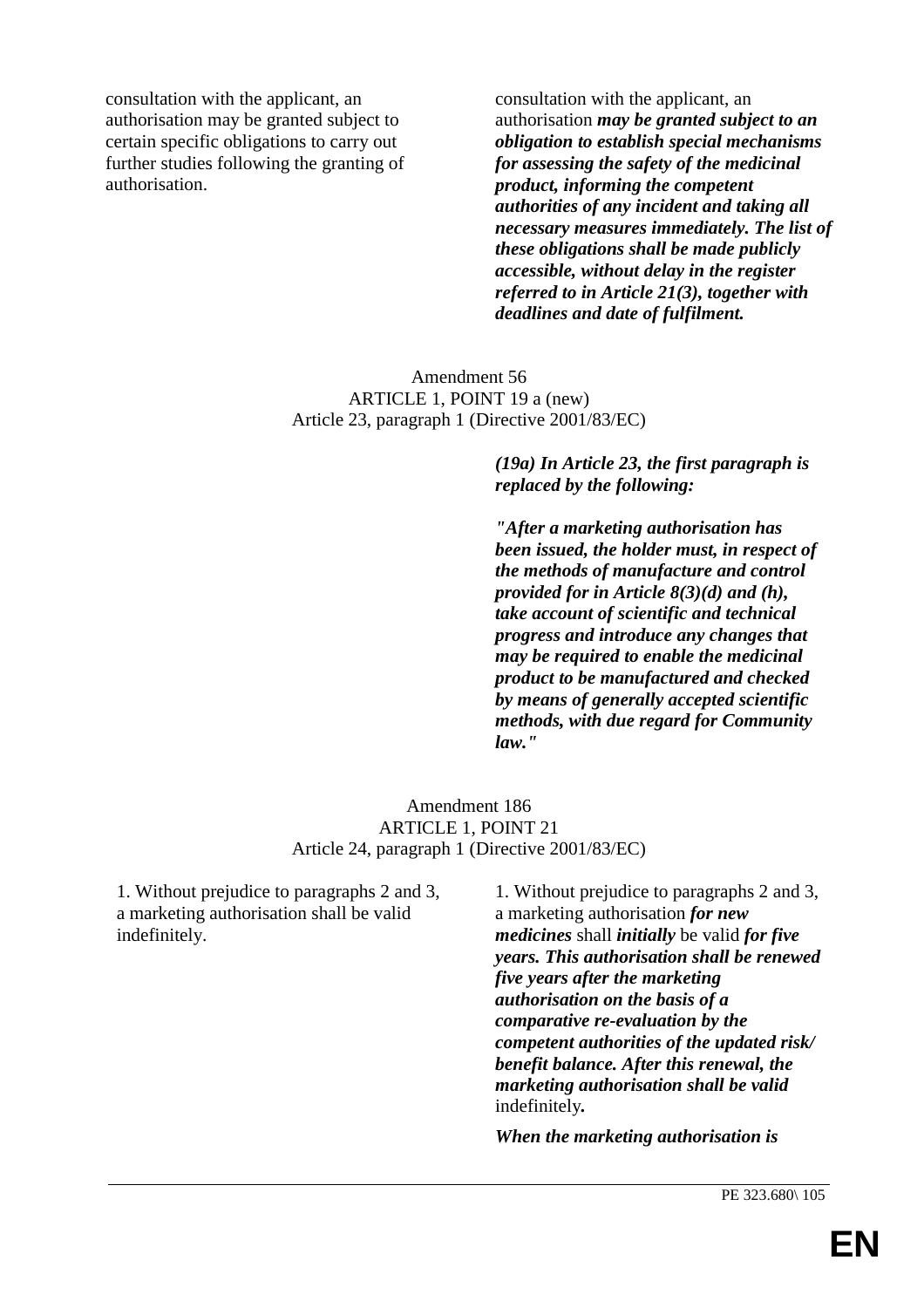| | |
|---|---|
| consultation with the applicant, an authorisation may be granted subject to certain specific obligations to carry out further studies following the granting of authorisation. | consultation with the applicant, an authorisation ***may be granted subject to an obligation to establish special mechanisms for assessing the safety of the medicinal product, informing the competent authorities of any incident and taking all necessary measures immediately. The list of these obligations shall be made publicly accessible, without delay in the register referred to in Article 21(3), together with deadlines and date of fulfilment.*** |

Amendment 56
ARTICLE 1, POINT 19 a (new)
Article 23, paragraph 1 (Directive 2001/83/EC)

| | |
|---|---|
| | ***(19a) In Article 23, the first paragraph is replaced by the following:*** |
| | ***"After a marketing authorisation has been issued, the holder must, in respect of the methods of manufacture and control provided for in Article 8(3)(d) and (h), take account of scientific and technical progress and introduce any changes that may be required to enable the medicinal product to be manufactured and checked by means of generally accepted scientific methods, with due regard for Community law."*** |

Amendment 186
ARTICLE 1, POINT 21
Article 24, paragraph 1 (Directive 2001/83/EC)

| | |
|---|---|
| 1. Without prejudice to paragraphs 2 and 3, a marketing authorisation shall be valid indefinitely. | 1. Without prejudice to paragraphs 2 and 3, a marketing authorisation ***for new medicines*** shall ***initially*** be valid ***for five years. This authorisation shall be renewed five years after the marketing authorisation on the basis of a comparative re-evaluation by the competent authorities of the updated risk/ benefit balance. After this renewal, the marketing authorisation shall be valid*** indefinitely***.*** |
| | ***When the marketing authorisation is*** |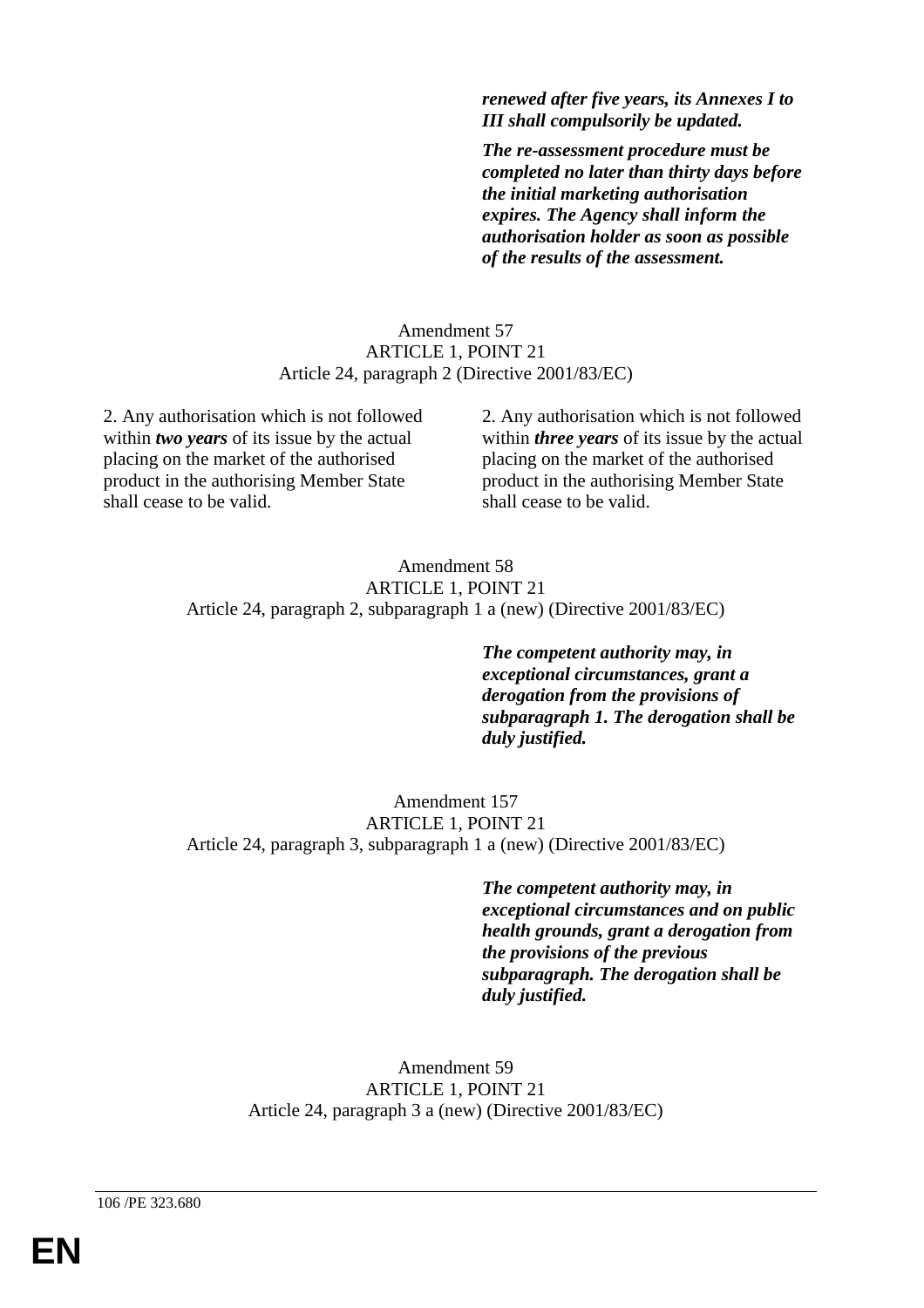| | |
|---|---|
| | ***renewed after five years, its Annexes I to III shall compulsorily be updated.*** |
| | ***The re-assessment procedure must be completed no later than thirty days before the initial marketing authorisation expires. The Agency shall inform the authorisation holder as soon as possible of the results of the assessment.*** |

Amendment 57
ARTICLE 1, POINT 21
Article 24, paragraph 2 (Directive 2001/83/EC)

| | |
|---|---|
| 2. Any authorisation which is not followed within ***two years*** of its issue by the actual placing on the market of the authorised product in the authorising Member State shall cease to be valid. | 2. Any authorisation which is not followed within ***three years*** of its issue by the actual placing on the market of the authorised product in the authorising Member State shall cease to be valid. |

Amendment 58
ARTICLE 1, POINT 21
Article 24, paragraph 2, subparagraph 1 a (new) (Directive 2001/83/EC)

| | |
|---|---|
| | ***The competent authority may, in exceptional circumstances, grant a derogation from the provisions of subparagraph 1. The derogation shall be duly justified.*** |

Amendment 157
ARTICLE 1, POINT 21
Article 24, paragraph 3, subparagraph 1 a (new) (Directive 2001/83/EC)

| | |
|---|---|
| | ***The competent authority may, in exceptional circumstances and on public health grounds, grant a derogation from the provisions of the previous subparagraph. The derogation shall be duly justified.*** |

Amendment 59
ARTICLE 1, POINT 21
Article 24, paragraph 3 a (new) (Directive 2001/83/EC)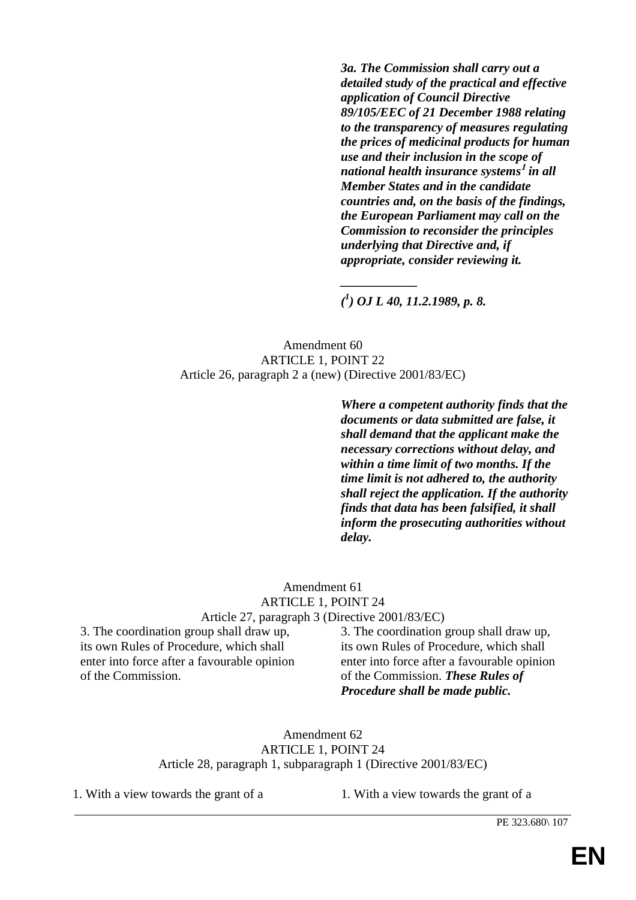| | ***3a. The Commission shall carry out a detailed study of the practical and effective application of Council Directive 89/105/EEC of 21 December 1988 relating to the transparency of measures regulating the prices of medicinal products for human use and their inclusion in the scope of national health insurance systems[1] in all Member States and in the candidate countries and, on the basis of the findings, the European Parliament may call on the Commission to reconsider the principles underlying that Directive and, if appropriate, consider reviewing it.*** |
|---|---|

***(1) OJ L 40, 11.2.1989, p. 8.***

Amendment 60
ARTICLE 1, POINT 22
Article 26, paragraph 2 a (new) (Directive 2001/83/EC)

| | ***Where a competent authority finds that the documents or data submitted are false, it shall demand that the applicant make the necessary corrections without delay, and within a time limit of two months. If the time limit is not adhered to, the authority shall reject the application. If the authority finds that data has been falsified, it shall inform the prosecuting authorities without delay.*** |
|---|---|

Amendment 61
ARTICLE 1, POINT 24
Article 27, paragraph 3 (Directive 2001/83/EC)

| | |
|---|---|
| 3. The coordination group shall draw up, its own Rules of Procedure, which shall enter into force after a favourable opinion of the Commission. | 3. The coordination group shall draw up, its own Rules of Procedure, which shall enter into force after a favourable opinion of the Commission. ***These Rules of Procedure shall be made public.*** |

Amendment 62
ARTICLE 1, POINT 24
Article 28, paragraph 1, subparagraph 1 (Directive 2001/83/EC)

| | |
|---|---|
| 1. With a view towards the grant of a | 1. With a view towards the grant of a |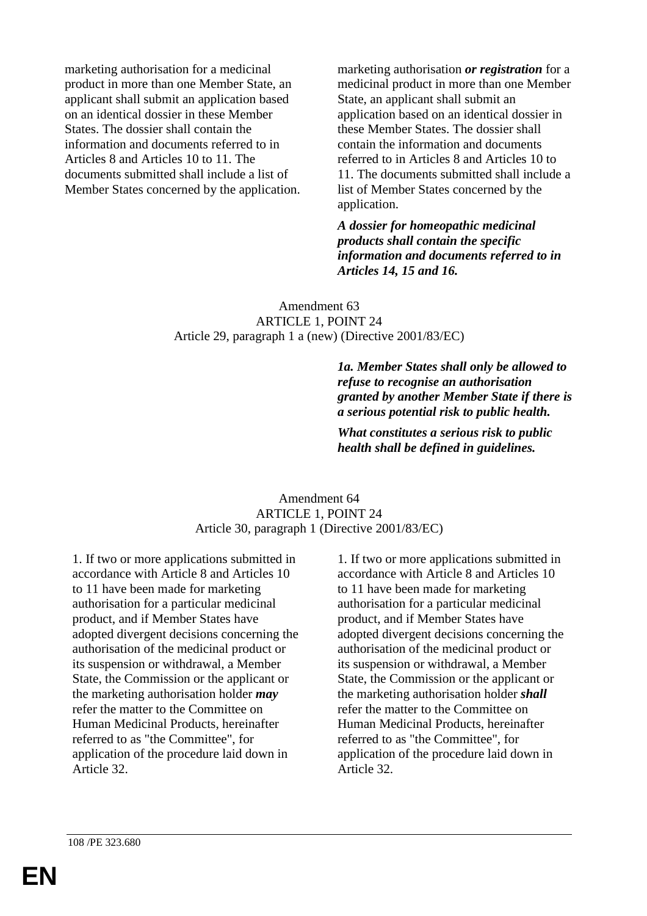| | |
|---|---|
| marketing authorisation for a medicinal product in more than one Member State, an applicant shall submit an application based on an identical dossier in these Member States. The dossier shall contain the information and documents referred to in Articles 8 and Articles 10 to 11. The documents submitted shall include a list of Member States concerned by the application. | marketing authorisation ***or registration*** for a medicinal product in more than one Member State, an applicant shall submit an application based on an identical dossier in these Member States. The dossier shall contain the information and documents referred to in Articles 8 and Articles 10 to 11. The documents submitted shall include a list of Member States concerned by the application. <br><br> ***A dossier for homeopathic medicinal products shall contain the specific information and documents referred to in Articles 14, 15 and 16.*** |

Amendment 63
ARTICLE 1, POINT 24
Article 29, paragraph 1 a (new) (Directive 2001/83/EC)

| | |
|---|---|
| | ***1a. Member States shall only be allowed to refuse to recognise an authorisation granted by another Member State if there is a serious potential risk to public health.*** <br><br> ***What constitutes a serious risk to public health shall be defined in guidelines.*** |

Amendment 64
ARTICLE 1, POINT 24
Article 30, paragraph 1 (Directive 2001/83/EC)

| | |
|---|---|
| 1. If two or more applications submitted in accordance with Article 8 and Articles 10 to 11 have been made for marketing authorisation for a particular medicinal product, and if Member States have adopted divergent decisions concerning the authorisation of the medicinal product or its suspension or withdrawal, a Member State, the Commission or the applicant or the marketing authorisation holder ***may*** refer the matter to the Committee on Human Medicinal Products, hereinafter referred to as "the Committee", for application of the procedure laid down in Article 32. | 1. If two or more applications submitted in accordance with Article 8 and Articles 10 to 11 have been made for marketing authorisation for a particular medicinal product, and if Member States have adopted divergent decisions concerning the authorisation of the medicinal product or its suspension or withdrawal, a Member State, the Commission or the applicant or the marketing authorisation holder ***shall*** refer the matter to the Committee on Human Medicinal Products, hereinafter referred to as "the Committee", for application of the procedure laid down in Article 32. |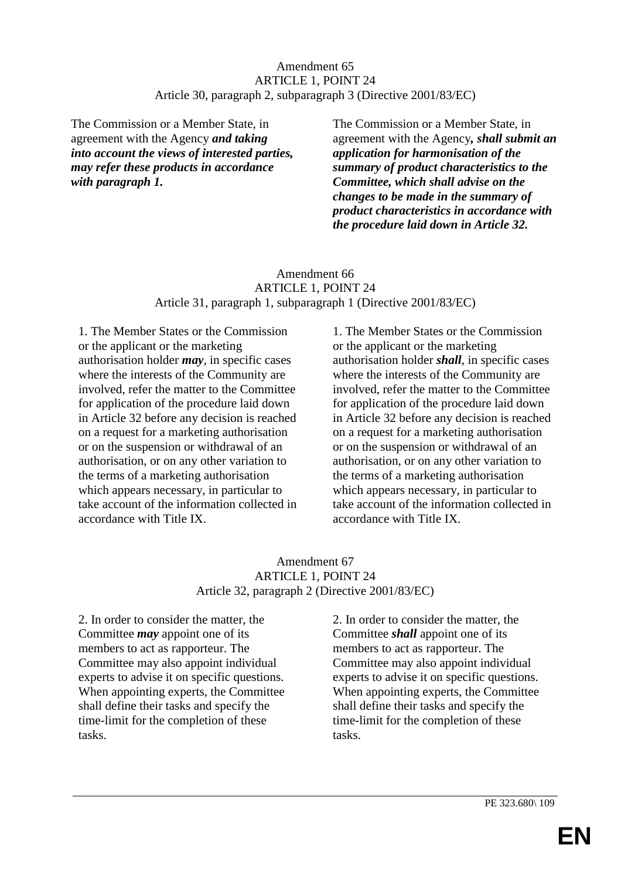Amendment 65
ARTICLE 1, POINT 24
Article 30, paragraph 2, subparagraph 3 (Directive 2001/83/EC)

| | |
|---|---|
| The Commission or a Member State, in agreement with the Agency ***and taking into account the views of interested parties, may refer these products in accordance with paragraph 1.*** | The Commission or a Member State, in agreement with the Agency***, shall submit an application for harmonisation of the summary of product characteristics to the Committee, which shall advise on the changes to be made in the summary of product characteristics in accordance with the procedure laid down in Article 32.*** |

Amendment 66
ARTICLE 1, POINT 24
Article 31, paragraph 1, subparagraph 1 (Directive 2001/83/EC)

| | |
|---|---|
| 1. The Member States or the Commission or the applicant or the marketing authorisation holder ***may***, in specific cases where the interests of the Community are involved, refer the matter to the Committee for application of the procedure laid down in Article 32 before any decision is reached on a request for a marketing authorisation or on the suspension or withdrawal of an authorisation, or on any other variation to the terms of a marketing authorisation which appears necessary, in particular to take account of the information collected in accordance with Title IX. | 1. The Member States or the Commission or the applicant or the marketing authorisation holder ***shall***, in specific cases where the interests of the Community are involved, refer the matter to the Committee for application of the procedure laid down in Article 32 before any decision is reached on a request for a marketing authorisation or on the suspension or withdrawal of an authorisation, or on any other variation to the terms of a marketing authorisation which appears necessary, in particular to take account of the information collected in accordance with Title IX. |

Amendment 67
ARTICLE 1, POINT 24
Article 32, paragraph 2 (Directive 2001/83/EC)

| | |
|---|---|
| 2. In order to consider the matter, the Committee ***may*** appoint one of its members to act as rapporteur. The Committee may also appoint individual experts to advise it on specific questions. When appointing experts, the Committee shall define their tasks and specify the time-limit for the completion of these tasks. | 2. In order to consider the matter, the Committee ***shall*** appoint one of its members to act as rapporteur. The Committee may also appoint individual experts to advise it on specific questions. When appointing experts, the Committee shall define their tasks and specify the time-limit for the completion of these tasks. |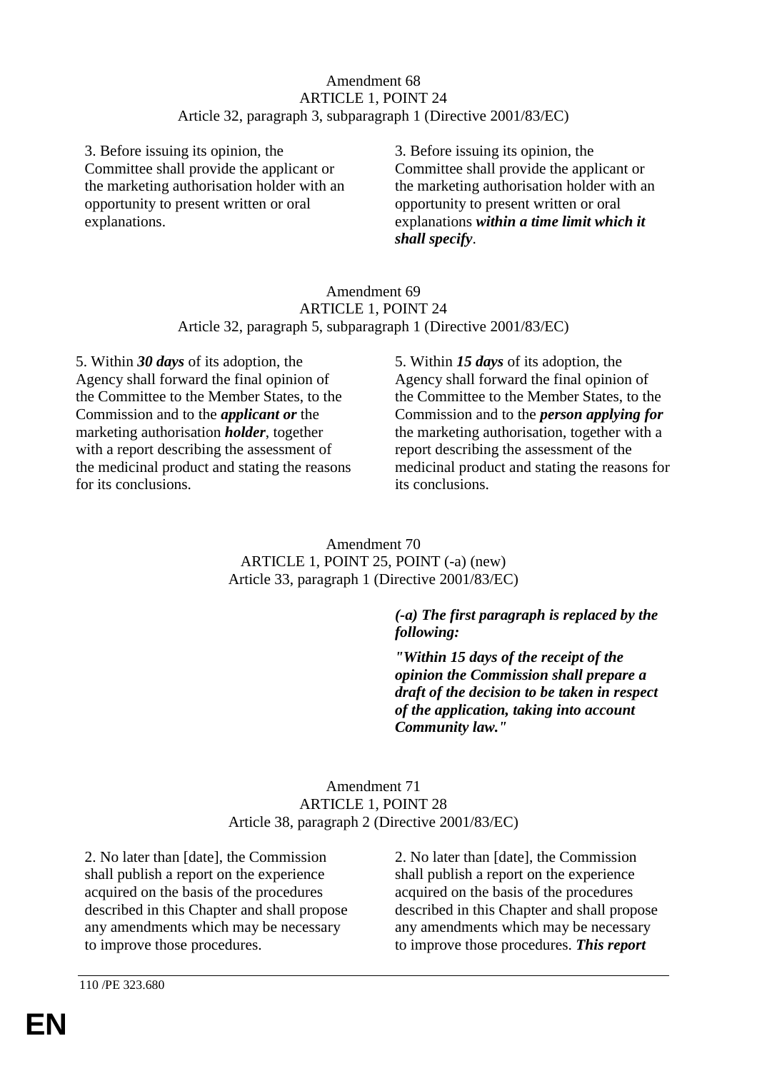Amendment 68
ARTICLE 1, POINT 24
Article 32, paragraph 3, subparagraph 1 (Directive 2001/83/EC)

| | |
|---|---|
| 3. Before issuing its opinion, the Committee shall provide the applicant or the marketing authorisation holder with an opportunity to present written or oral explanations. | 3. Before issuing its opinion, the Committee shall provide the applicant or the marketing authorisation holder with an opportunity to present written or oral explanations ***within a time limit which it shall specify***. |

Amendment 69
ARTICLE 1, POINT 24
Article 32, paragraph 5, subparagraph 1 (Directive 2001/83/EC)

| | |
|---|---|
| 5. Within ***30 days*** of its adoption, the Agency shall forward the final opinion of the Committee to the Member States, to the Commission and to the ***applicant or*** the marketing authorisation ***holder***, together with a report describing the assessment of the medicinal product and stating the reasons for its conclusions. | 5. Within ***15 days*** of its adoption, the Agency shall forward the final opinion of the Committee to the Member States, to the Commission and to the ***person applying for*** the marketing authorisation, together with a report describing the assessment of the medicinal product and stating the reasons for its conclusions. |

Amendment 70
ARTICLE 1, POINT 25, POINT (-a) (new)
Article 33, paragraph 1 (Directive 2001/83/EC)

| | |
|---|---|
| | ***(-a) The first paragraph is replaced by the following:*** ***"Within 15 days of the receipt of the opinion the Commission shall prepare a draft of the decision to be taken in respect of the application, taking into account Community law."*** |

Amendment 71
ARTICLE 1, POINT 28
Article 38, paragraph 2 (Directive 2001/83/EC)

| | |
|---|---|
| 2. No later than [date], the Commission shall publish a report on the experience acquired on the basis of the procedures described in this Chapter and shall propose any amendments which may be necessary to improve those procedures. | 2. No later than [date], the Commission shall publish a report on the experience acquired on the basis of the procedures described in this Chapter and shall propose any amendments which may be necessary to improve those procedures. ***This report*** |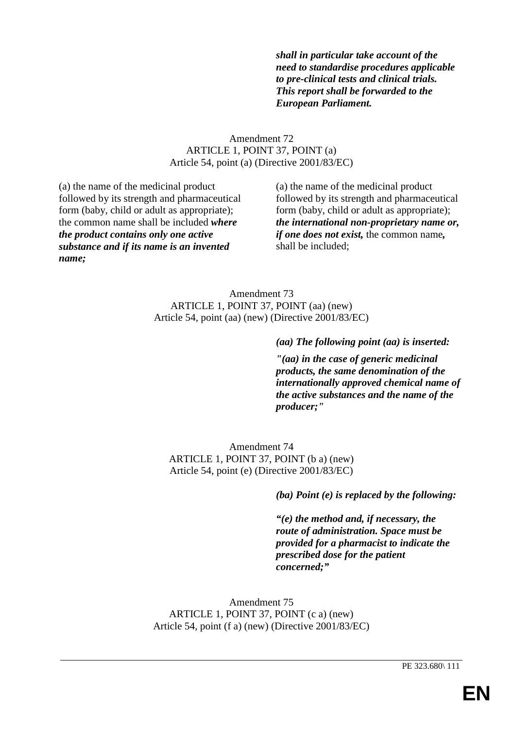| | ***shall in particular take account of the need to standardise procedures applicable to pre-clinical tests and clinical trials. This report shall be forwarded to the European Parliament.*** |
|---|---|

Amendment 72
ARTICLE 1, POINT 37, POINT (a)
Article 54, point (a) (Directive 2001/83/EC)

| | |
|---|---|
| (a) the name of the medicinal product followed by its strength and pharmaceutical form (baby, child or adult as appropriate); the common name shall be included ***where the product contains only one active substance and if its name is an invented name;*** | (a) the name of the medicinal product followed by its strength and pharmaceutical form (baby, child or adult as appropriate); ***the international non-proprietary name or, if one does not exist,*** the common name***,*** shall be included; |

Amendment 73
ARTICLE 1, POINT 37, POINT (aa) (new)
Article 54, point (aa) (new) (Directive 2001/83/EC)

| | |
|---|---|
| | ***(aa) The following point (aa) is inserted:*** ***"(aa) in the case of generic medicinal products, the same denomination of the internationally approved chemical name of the active substances and the name of the producer;"*** |

Amendment 74
ARTICLE 1, POINT 37, POINT (b a) (new)
Article 54, point (e) (Directive 2001/83/EC)

| | |
|---|---|
| | ***(ba) Point (e) is replaced by the following:*** ***"(e) the method and, if necessary, the route of administration. Space must be provided for a pharmacist to indicate the prescribed dose for the patient concerned;"*** |

Amendment 75
ARTICLE 1, POINT 37, POINT (c a) (new)
Article 54, point (f a) (new) (Directive 2001/83/EC)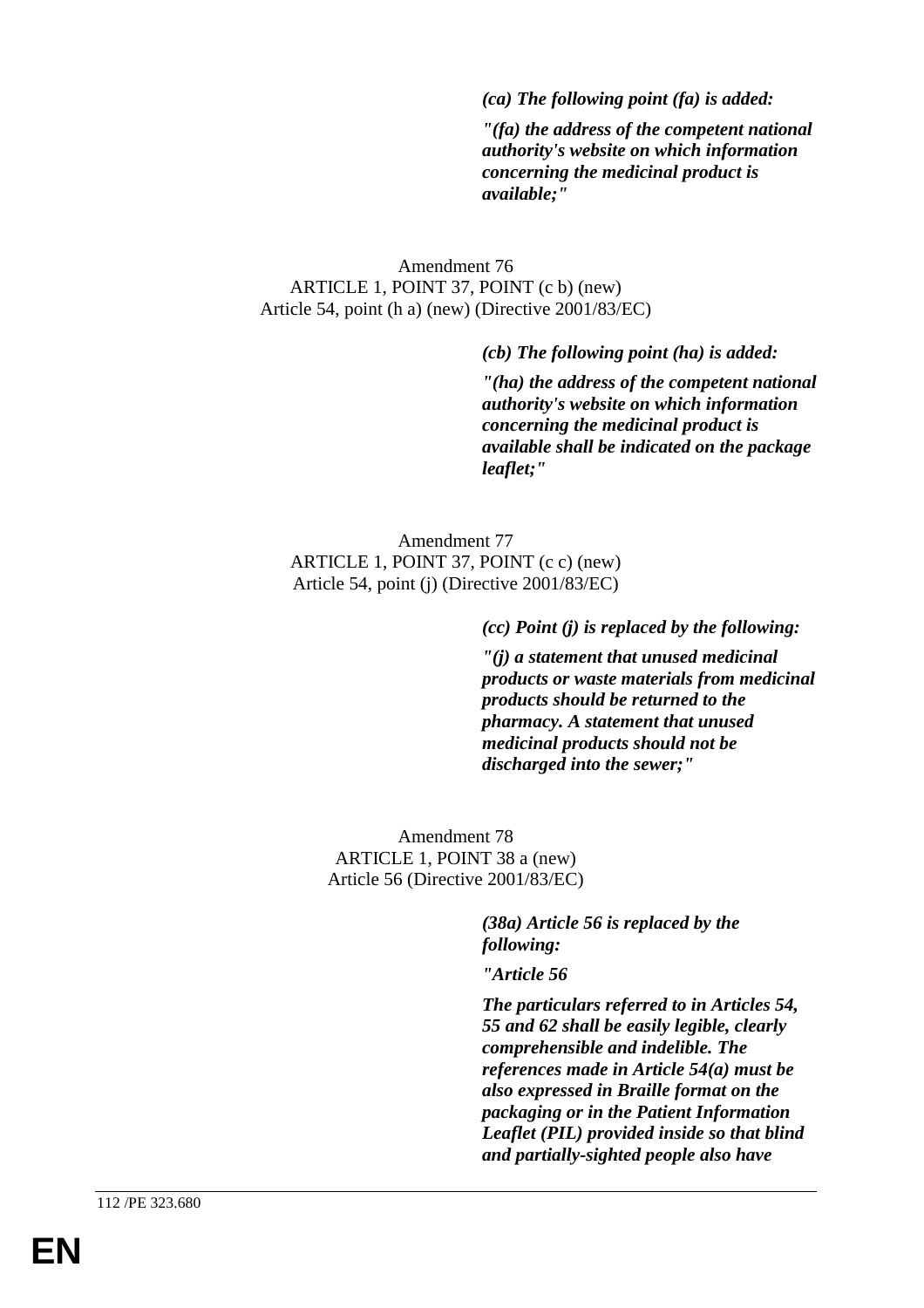***(ca) The following point (fa) is added:***

***"(fa) the address of the competent national authority's website on which information concerning the medicinal product is available;"***

Amendment 76
ARTICLE 1, POINT 37, POINT (c b) (new)
Article 54, point (h a) (new) (Directive 2001/83/EC)

***(cb) The following point (ha) is added:***

***"(ha) the address of the competent national authority's website on which information concerning the medicinal product is available shall be indicated on the package leaflet;"***

Amendment 77
ARTICLE 1, POINT 37, POINT (c c) (new)
Article 54, point (j) (Directive 2001/83/EC)

***(cc) Point (j) is replaced by the following:***

***"(j) a statement that unused medicinal products or waste materials from medicinal products should be returned to the pharmacy. A statement that unused medicinal products should not be discharged into the sewer;"***

Amendment 78
ARTICLE 1, POINT 38 a (new)
Article 56 (Directive 2001/83/EC)

***(38a) Article 56 is replaced by the following:***

***"Article 56***

***The particulars referred to in Articles 54, 55 and 62 shall be easily legible, clearly comprehensible and indelible. The references made in Article 54(a) must be also expressed in Braille format on the packaging or in the Patient Information Leaflet (PIL) provided inside so that blind and partially-sighted people also have***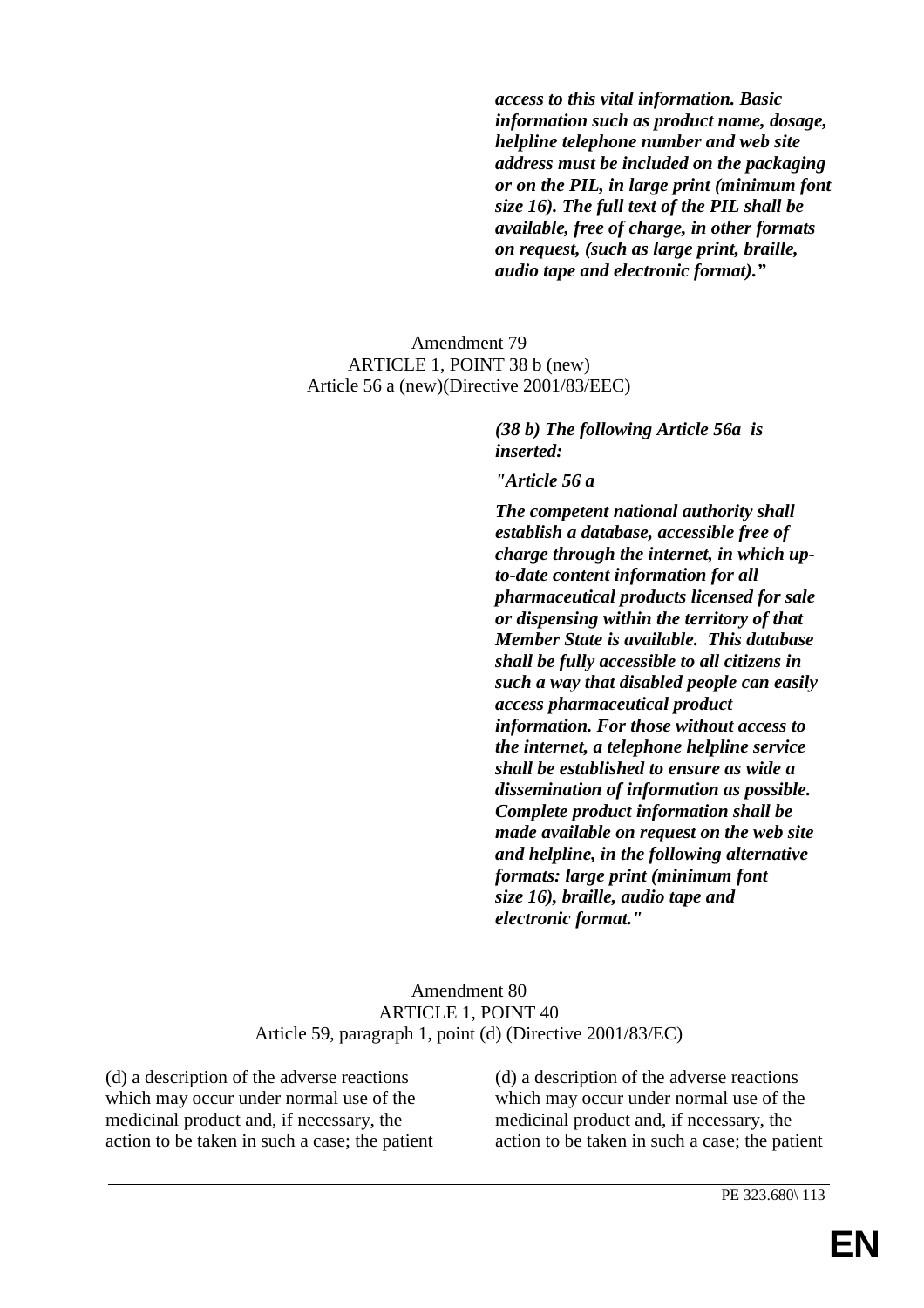***access to this vital information. Basic information such as product name, dosage, helpline telephone number and web site address must be included on the packaging or on the PIL, in large print (minimum font size 16). The full text of the PIL shall be available, free of charge, in other formats on request, (such as large print, braille, audio tape and electronic format)."***

Amendment 79
ARTICLE 1, POINT 38 b (new)
Article 56 a (new)(Directive 2001/83/EEC)

***(38 b) The following Article 56a is inserted:***

***"Article 56 a***

***The competent national authority shall establish a database, accessible free of charge through the internet, in which up-to-date content information for all pharmaceutical products licensed for sale or dispensing within the territory of that Member State is available. This database shall be fully accessible to all citizens in such a way that disabled people can easily access pharmaceutical product information. For those without access to the internet, a telephone helpline service shall be established to ensure as wide a dissemination of information as possible. Complete product information shall be made available on request on the web site and helpline, in the following alternative formats: large print (minimum font size 16), braille, audio tape and electronic format."***

Amendment 80
ARTICLE 1, POINT 40
Article 59, paragraph 1, point (d) (Directive 2001/83/EC)

| | |
|---|---|
| (d) a description of the adverse reactions which may occur under normal use of the medicinal product and, if necessary, the action to be taken in such a case; the patient | (d) a description of the adverse reactions which may occur under normal use of the medicinal product and, if necessary, the action to be taken in such a case; the patient |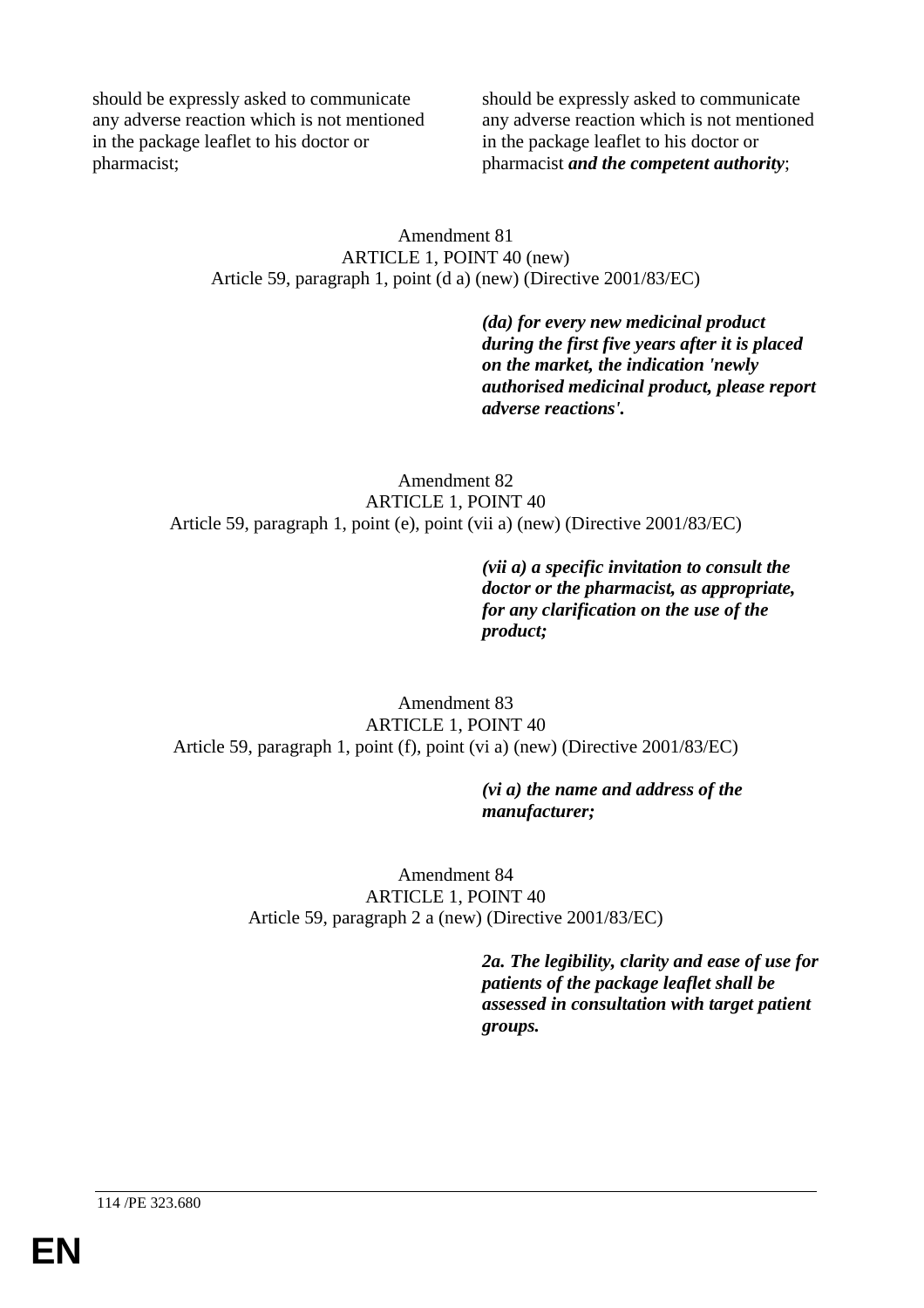| | |
|---|---|
| should be expressly asked to communicate any adverse reaction which is not mentioned in the package leaflet to his doctor or pharmacist; | should be expressly asked to communicate any adverse reaction which is not mentioned in the package leaflet to his doctor or pharmacist ***and the competent authority***; |

Amendment 81
ARTICLE 1, POINT 40 (new)
Article 59, paragraph 1, point (d a) (new) (Directive 2001/83/EC)

| | |
|---|---|
| | ***(da) for every new medicinal product during the first five years after it is placed on the market, the indication 'newly authorised medicinal product, please report adverse reactions'.*** |

Amendment 82
ARTICLE 1, POINT 40
Article 59, paragraph 1, point (e), point (vii a) (new) (Directive 2001/83/EC)

| | |
|---|---|
| | ***(vii a) a specific invitation to consult the doctor or the pharmacist, as appropriate, for any clarification on the use of the product;*** |

Amendment 83
ARTICLE 1, POINT 40
Article 59, paragraph 1, point (f), point (vi a) (new) (Directive 2001/83/EC)

| | |
|---|---|
| | ***(vi a) the name and address of the manufacturer;*** |

Amendment 84
ARTICLE 1, POINT 40
Article 59, paragraph 2 a (new) (Directive 2001/83/EC)

| | |
|---|---|
| | ***2a. The legibility, clarity and ease of use for patients of the package leaflet shall be assessed in consultation with target patient groups.*** |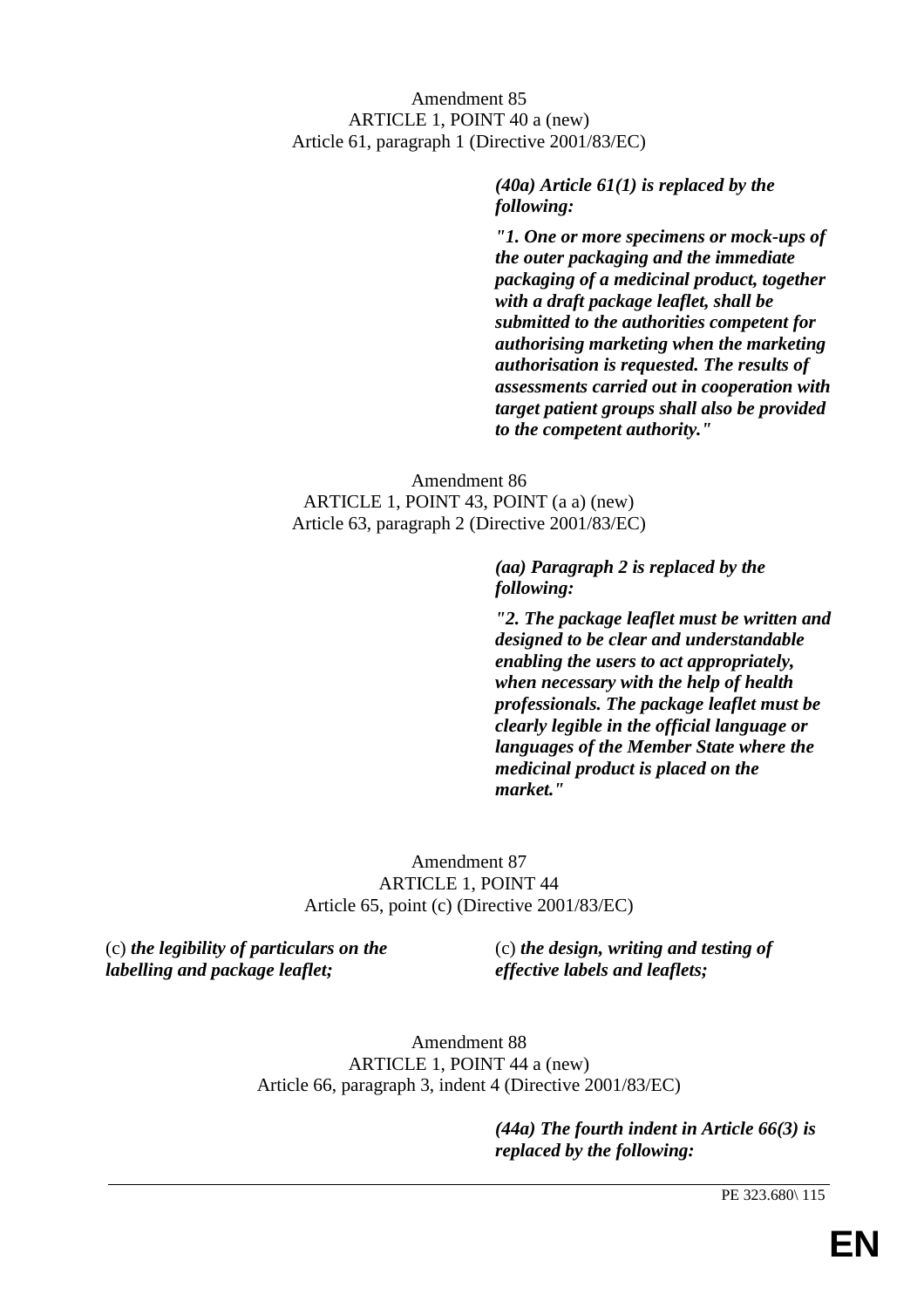Amendment 85
ARTICLE 1, POINT 40 a (new)
Article 61, paragraph 1 (Directive 2001/83/EC)

| | |
|---|---|
| | ***(40a) Article 61(1) is replaced by the following:*** |
| | ***"1. One or more specimens or mock-ups of the outer packaging and the immediate packaging of a medicinal product, together with a draft package leaflet, shall be submitted to the authorities competent for authorising marketing when the marketing authorisation is requested. The results of assessments carried out in cooperation with target patient groups shall also be provided to the competent authority."*** |

Amendment 86
ARTICLE 1, POINT 43, POINT (a a) (new)
Article 63, paragraph 2 (Directive 2001/83/EC)

| | |
|---|---|
| | ***(aa) Paragraph 2 is replaced by the following:*** |
| | ***"2. The package leaflet must be written and designed to be clear and understandable enabling the users to act appropriately, when necessary with the help of health professionals. The package leaflet must be clearly legible in the official language or languages of the Member State where the medicinal product is placed on the market."*** |

Amendment 87
ARTICLE 1, POINT 44
Article 65, point (c) (Directive 2001/83/EC)

| | |
|---|---|
| (c) ***the legibility of particulars on the labelling and package leaflet;*** | (c) ***the design, writing and testing of effective labels and leaflets;*** |

Amendment 88
ARTICLE 1, POINT 44 a (new)
Article 66, paragraph 3, indent 4 (Directive 2001/83/EC)

| | |
|---|---|
| | ***(44a) The fourth indent in Article 66(3) is replaced by the following:*** |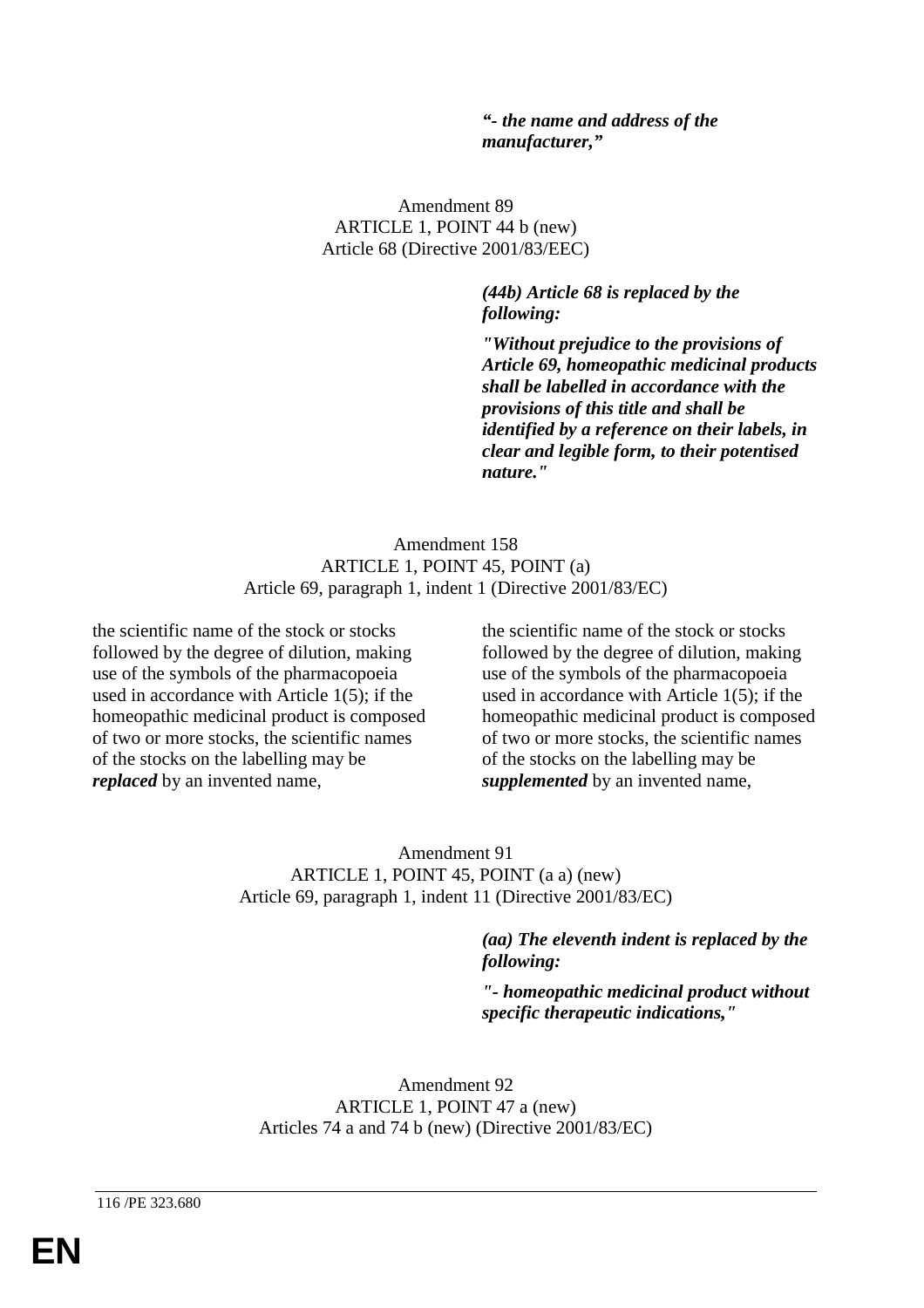***"- the name and address of the manufacturer,"***

Amendment 89
ARTICLE 1, POINT 44 b (new)
Article 68 (Directive 2001/83/EEC)

| | |
|---|---|
| | ***(44b) Article 68 is replaced by the following:*** ***"Without prejudice to the provisions of Article 69, homeopathic medicinal products shall be labelled in accordance with the provisions of this title and shall be identified by a reference on their labels, in clear and legible form, to their potentised nature."*** |

Amendment 158
ARTICLE 1, POINT 45, POINT (a)
Article 69, paragraph 1, indent 1 (Directive 2001/83/EC)

| | |
|---|---|
| the scientific name of the stock or stocks followed by the degree of dilution, making use of the symbols of the pharmacopoeia used in accordance with Article 1(5); if the homeopathic medicinal product is composed of two or more stocks, the scientific names of the stocks on the labelling may be ***replaced*** by an invented name, | the scientific name of the stock or stocks followed by the degree of dilution, making use of the symbols of the pharmacopoeia used in accordance with Article 1(5); if the homeopathic medicinal product is composed of two or more stocks, the scientific names of the stocks on the labelling may be ***supplemented*** by an invented name, |

Amendment 91
ARTICLE 1, POINT 45, POINT (a a) (new)
Article 69, paragraph 1, indent 11 (Directive 2001/83/EC)

| | |
|---|---|
| | ***(aa) The eleventh indent is replaced by the following:*** ***"- homeopathic medicinal product without specific therapeutic indications,"*** |

Amendment 92
ARTICLE 1, POINT 47 a (new)
Articles 74 a and 74 b (new) (Directive 2001/83/EC)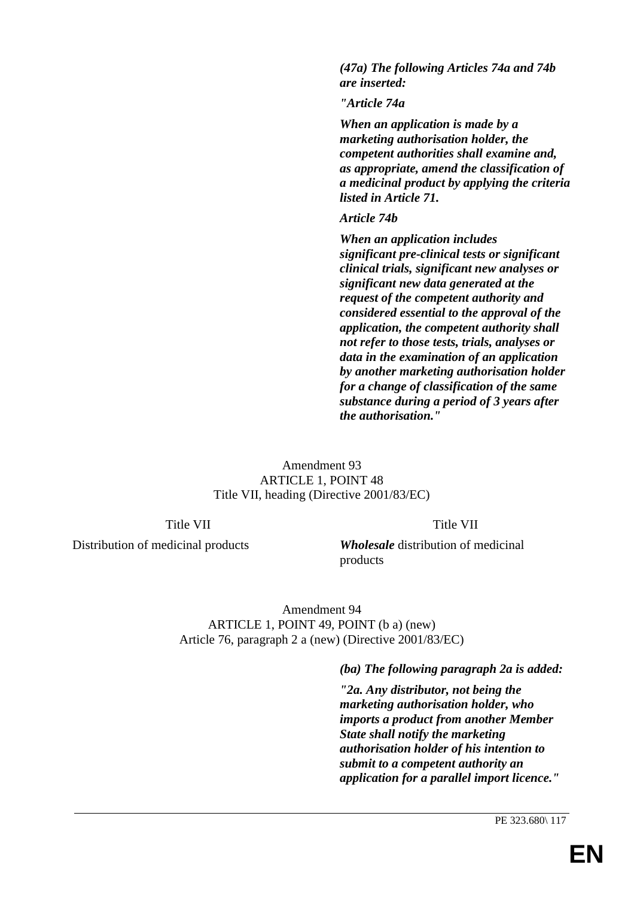| | |
|---|---|
| | ***(47a) The following Articles 74a and 74b are inserted:*** |
| | ***"Article 74a*** |
| | ***When an application is made by a marketing authorisation holder, the competent authorities shall examine and, as appropriate, amend the classification of a medicinal product by applying the criteria listed in Article 71.*** |
| | ***Article 74b*** |
| | ***When an application includes significant pre-clinical tests or significant clinical trials, significant new analyses or significant new data generated at the request of the competent authority and considered essential to the approval of the application, the competent authority shall not refer to those tests, trials, analyses or data in the examination of an application by another marketing authorisation holder for a change of classification of the same substance during a period of 3 years after the authorisation."*** |

Amendment 93
ARTICLE 1, POINT 48
Title VII, heading (Directive 2001/83/EC)

| | |
|---|---|
| Title VII | Title VII |
| Distribution of medicinal products | ***Wholesale*** distribution of medicinal products |

Amendment 94
ARTICLE 1, POINT 49, POINT (b a) (new)
Article 76, paragraph 2 a (new) (Directive 2001/83/EC)

| | |
|---|---|
| | ***(ba) The following paragraph 2a is added:*** |
| | ***"2a. Any distributor, not being the marketing authorisation holder, who imports a product from another Member State shall notify the marketing authorisation holder of his intention to submit to a competent authority an application for a parallel import licence."*** |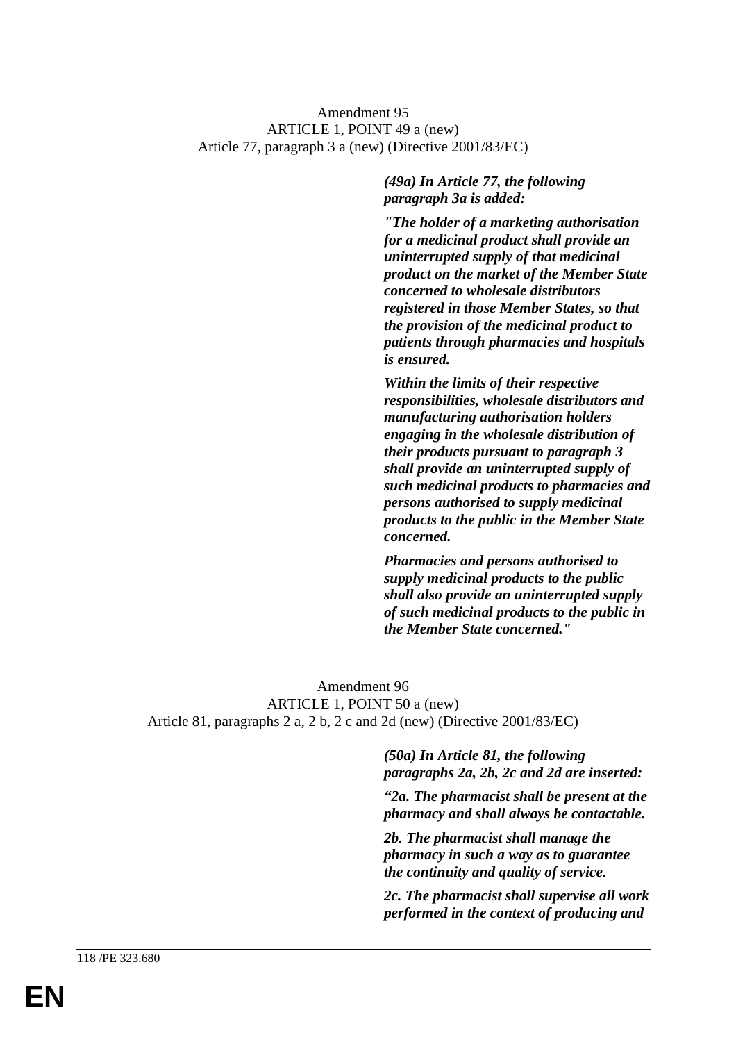Amendment 95
ARTICLE 1, POINT 49 a (new)
Article 77, paragraph 3 a (new) (Directive 2001/83/EC)

***(49a) In Article 77, the following paragraph 3a is added:***

***"The holder of a marketing authorisation for a medicinal product shall provide an uninterrupted supply of that medicinal product on the market of the Member State concerned to wholesale distributors registered in those Member States, so that the provision of the medicinal product to patients through pharmacies and hospitals is ensured.***

***Within the limits of their respective responsibilities, wholesale distributors and manufacturing authorisation holders engaging in the wholesale distribution of their products pursuant to paragraph 3 shall provide an uninterrupted supply of such medicinal products to pharmacies and persons authorised to supply medicinal products to the public in the Member State concerned.***

***Pharmacies and persons authorised to supply medicinal products to the public shall also provide an uninterrupted supply of such medicinal products to the public in the Member State concerned."***

Amendment 96
ARTICLE 1, POINT 50 a (new)
Article 81, paragraphs 2 a, 2 b, 2 c and 2d (new) (Directive 2001/83/EC)

***(50a) In Article 81, the following paragraphs 2a, 2b, 2c and 2d are inserted:***

***"2a. The pharmacist shall be present at the pharmacy and shall always be contactable.***

***2b. The pharmacist shall manage the pharmacy in such a way as to guarantee the continuity and quality of service.***

***2c. The pharmacist shall supervise all work performed in the context of producing and***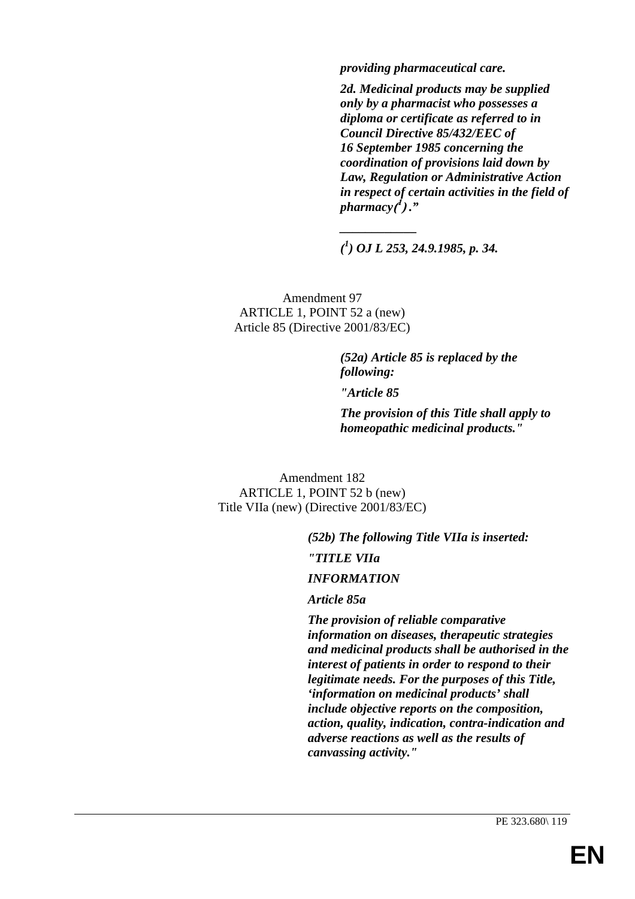***providing pharmaceutical care.***

***2d. Medicinal products may be supplied only by a pharmacist who possesses a diploma or certificate as referred to in Council Directive 85/432/EEC of 16 September 1985 concerning the coordination of provisions laid down by Law, Regulation or Administrative Action in respect of certain activities in the field of pharmacy[1].”***

***___________***

***[1] OJ L 253, 24.9.1985, p. 34.***

Amendment 97
ARTICLE 1, POINT 52 a (new)
Article 85 (Directive 2001/83/EC)

***(52a) Article 85 is replaced by the following:***

***"Article 85***

***The provision of this Title shall apply to homeopathic medicinal products."***

Amendment 182
ARTICLE 1, POINT 52 b (new)
Title VIIa (new) (Directive 2001/83/EC)

***(52b) The following Title VIIa is inserted:***

***"TITLE VIIa***

***INFORMATION***

***Article 85a***

***The provision of reliable comparative information on diseases, therapeutic strategies and medicinal products shall be authorised in the interest of patients in order to respond to their legitimate needs. For the purposes of this Title, ‘information on medicinal products’ shall include objective reports on the composition, action, quality, indication, contra-indication and adverse reactions as well as the results of canvassing activity."***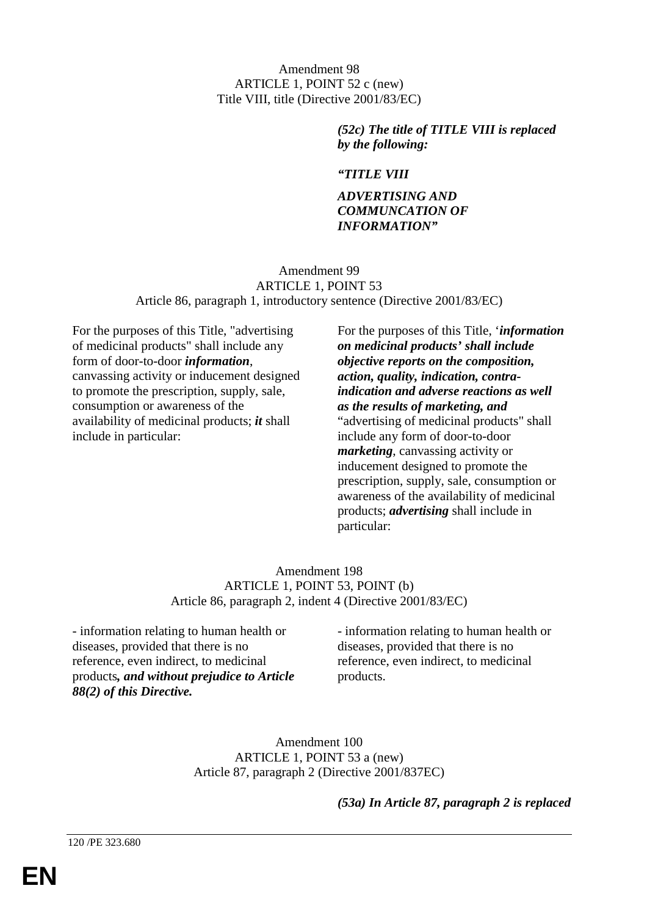Amendment 98
ARTICLE 1, POINT 52 c (new)
Title VIII, title (Directive 2001/83/EC)

| | |
|---|---|
| | ***(52c) The title of TITLE VIII is replaced by the following:*** |
| | ***"TITLE VIII*** |
| | ***ADVERTISING AND COMMUNCATION OF INFORMATION"*** |

Amendment 99
ARTICLE 1, POINT 53
Article 86, paragraph 1, introductory sentence (Directive 2001/83/EC)

| | |
|---|---|
| For the purposes of this Title, "advertising of medicinal products" shall include any form of door-to-door ***information***, canvassing activity or inducement designed to promote the prescription, supply, sale, consumption or awareness of the availability of medicinal products; ***it*** shall include in particular: | For the purposes of this Title, '***information on medicinal products' shall include objective reports on the composition, action, quality, indication, contra-indication and adverse reactions as well as the results of marketing, and*** "advertising of medicinal products" shall include any form of door-to-door ***marketing***, canvassing activity or inducement designed to promote the prescription, supply, sale, consumption or awareness of the availability of medicinal products; ***advertising*** shall include in particular: |

Amendment 198
ARTICLE 1, POINT 53, POINT (b)
Article 86, paragraph 2, indent 4 (Directive 2001/83/EC)

| | |
|---|---|
| - information relating to human health or diseases, provided that there is no reference, even indirect, to medicinal products***, and without prejudice to Article 88(2) of this Directive.*** | - information relating to human health or diseases, provided that there is no reference, even indirect, to medicinal products. |

Amendment 100
ARTICLE 1, POINT 53 a (new)
Article 87, paragraph 2 (Directive 2001/837EC)

| | |
|---|---|
| | ***(53a) In Article 87, paragraph 2 is replaced*** |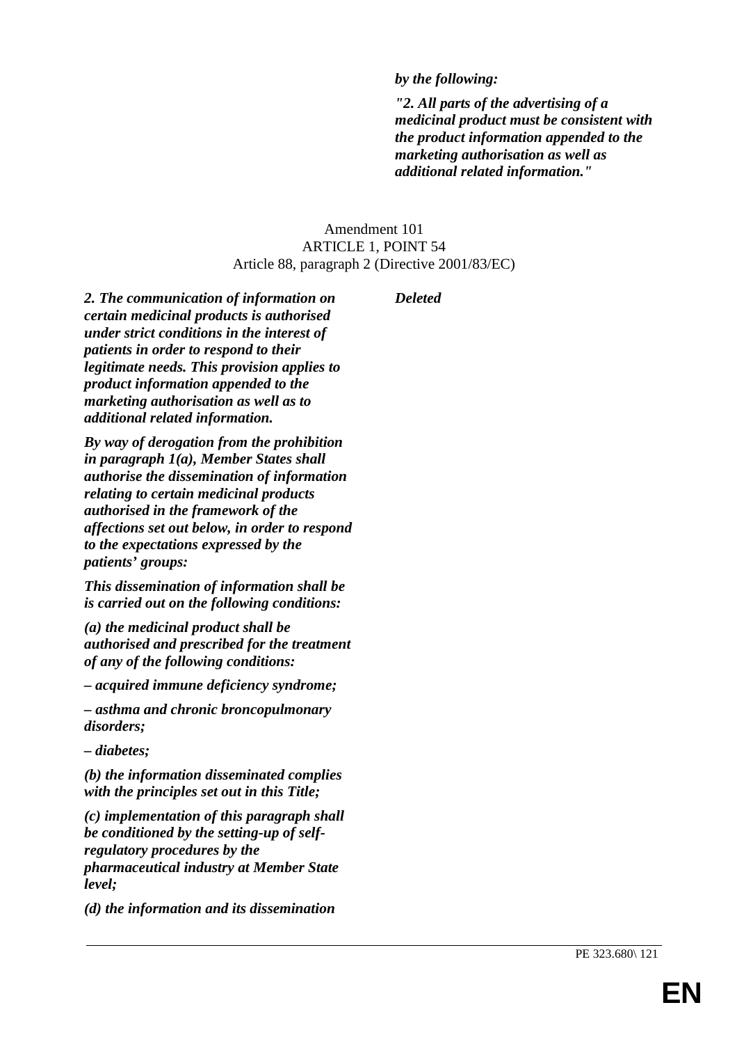***by the following:***

***"2. All parts of the advertising of a medicinal product must be consistent with the product information appended to the marketing authorisation as well as additional related information."***

Amendment 101
ARTICLE 1, POINT 54
Article 88, paragraph 2 (Directive 2001/83/EC)

| | |
|---|---|
| ***2. The communication of information on certain medicinal products is authorised under strict conditions in the interest of patients in order to respond to their legitimate needs. This provision applies to product information appended to the marketing authorisation as well as to additional related information.*** | ***Deleted*** |
| ***By way of derogation from the prohibition in paragraph 1(a), Member States shall authorise the dissemination of information relating to certain medicinal products authorised in the framework of the affections set out below, in order to respond to the expectations expressed by the patients' groups:*** | |
| ***This dissemination of information shall be is carried out on the following conditions:*** | |
| ***(a) the medicinal product shall be authorised and prescribed for the treatment of any of the following conditions:*** | |
| ***– acquired immune deficiency syndrome;*** | |
| ***– asthma and chronic broncopulmonary disorders;*** | |
| ***– diabetes;*** | |
| ***(b) the information disseminated complies with the principles set out in this Title;*** | |
| ***(c) implementation of this paragraph shall be conditioned by the setting-up of self-regulatory procedures by the pharmaceutical industry at Member State level;*** | |
| ***(d) the information and its dissemination*** | |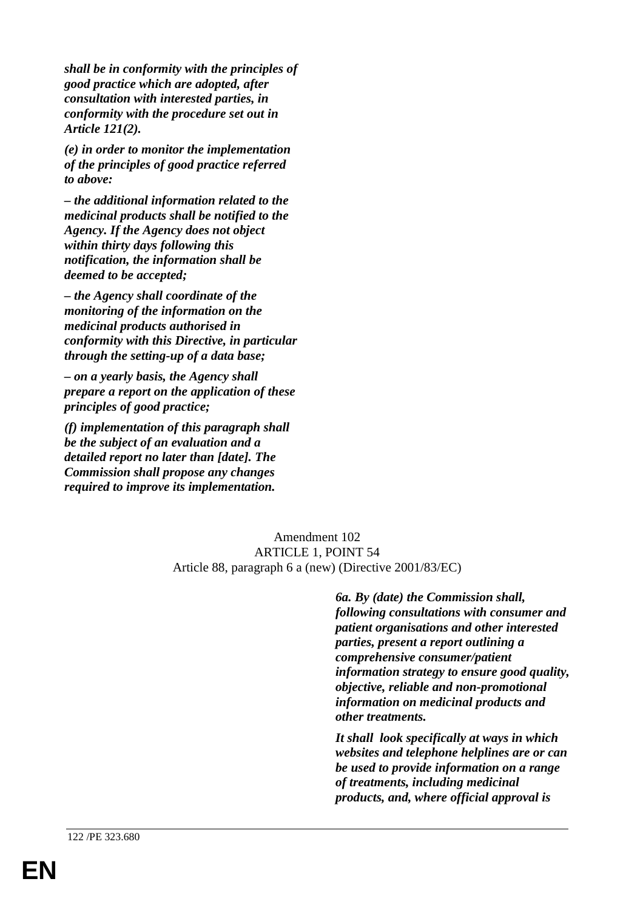***shall be in conformity with the principles of good practice which are adopted, after consultation with interested parties, in conformity with the procedure set out in Article 121(2).***

***(e) in order to monitor the implementation of the principles of good practice referred to above:***

***– the additional information related to the medicinal products shall be notified to the Agency. If the Agency does not object within thirty days following this notification, the information shall be deemed to be accepted;***

***– the Agency shall coordinate of the monitoring of the information on the medicinal products authorised in conformity with this Directive, in particular through the setting-up of a data base;***

***– on a yearly basis, the Agency shall prepare a report on the application of these principles of good practice;***

***(f) implementation of this paragraph shall be the subject of an evaluation and a detailed report no later than [date]. The Commission shall propose any changes required to improve its implementation.***

Amendment 102
ARTICLE 1, POINT 54
Article 88, paragraph 6 a (new) (Directive 2001/83/EC)

***6a. By (date) the Commission shall, following consultations with consumer and patient organisations and other interested parties, present a report outlining a comprehensive consumer/patient information strategy to ensure good quality, objective, reliable and non-promotional information on medicinal products and other treatments.***

***It shall look specifically at ways in which websites and telephone helplines are or can be used to provide information on a range of treatments, including medicinal products, and, where official approval is***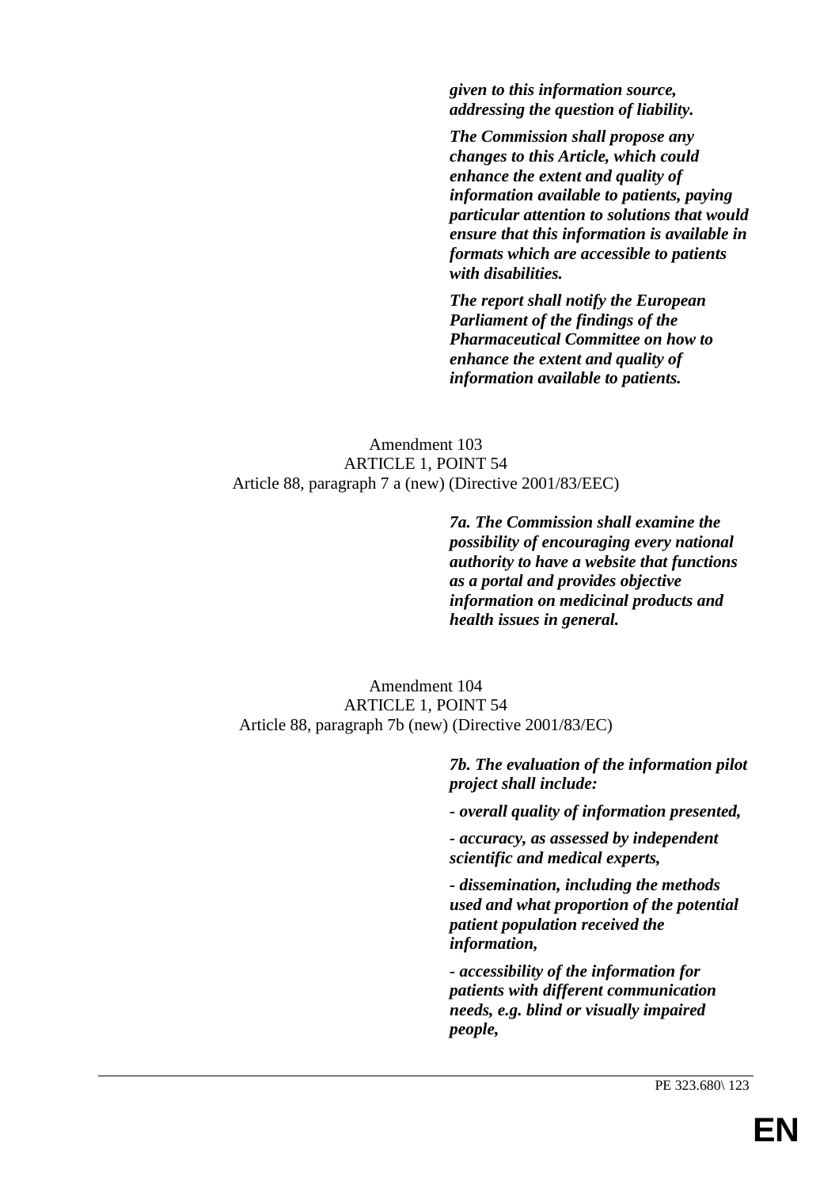***given to this information source, addressing the question of liability.***

***The Commission shall propose any changes to this Article, which could enhance the extent and quality of information available to patients, paying particular attention to solutions that would ensure that this information is available in formats which are accessible to patients with disabilities.***

***The report shall notify the European Parliament of the findings of the Pharmaceutical Committee on how to enhance the extent and quality of information available to patients.***

Amendment 103
ARTICLE 1, POINT 54
Article 88, paragraph 7 a (new) (Directive 2001/83/EEC)

***7a. The Commission shall examine the possibility of encouraging every national authority to have a website that functions as a portal and provides objective information on medicinal products and health issues in general.***

Amendment 104
ARTICLE 1, POINT 54
Article 88, paragraph 7b (new) (Directive 2001/83/EC)

***7b. The evaluation of the information pilot project shall include:***

***- overall quality of information presented,***

***- accuracy, as assessed by independent scientific and medical experts,***

***- dissemination, including the methods used and what proportion of the potential patient population received the information,***

***- accessibility of the information for patients with different communication needs, e.g. blind or visually impaired people,***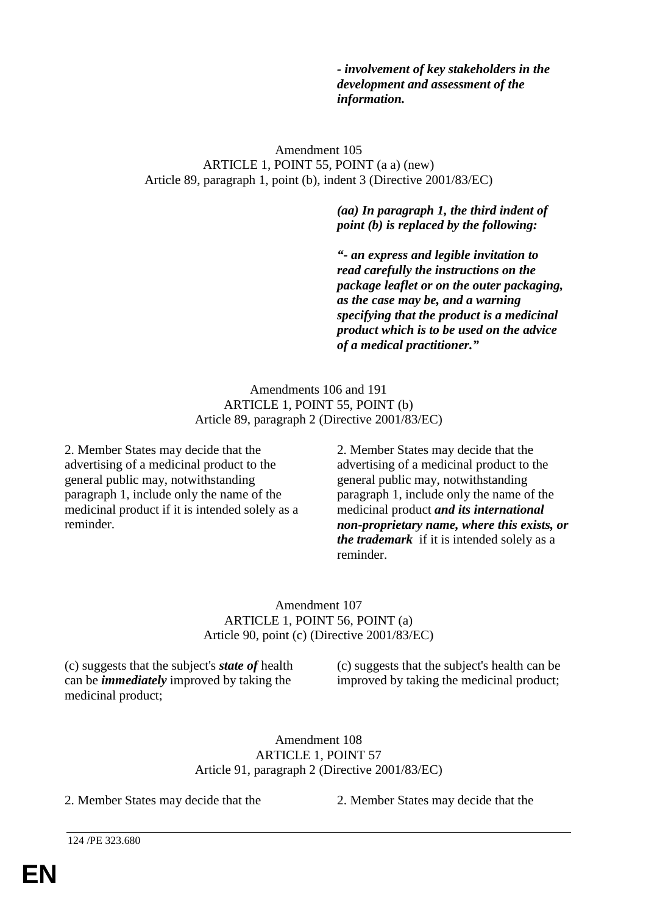| | ***- involvement of key stakeholders in the development and assessment of the information.*** |
|---|---|

Amendment 105
ARTICLE 1, POINT 55, POINT (a a) (new)
Article 89, paragraph 1, point (b), indent 3 (Directive 2001/83/EC)

| | |
|---|---|
| | ***(aa) In paragraph 1, the third indent of point (b) is replaced by the following:*** |
| | ***"- an express and legible invitation to read carefully the instructions on the package leaflet or on the outer packaging, as the case may be, and a warning specifying that the product is a medicinal product which is to be used on the advice of a medical practitioner."*** |

Amendments 106 and 191
ARTICLE 1, POINT 55, POINT (b)
Article 89, paragraph 2 (Directive 2001/83/EC)

| | |
|---|---|
| 2. Member States may decide that the advertising of a medicinal product to the general public may, notwithstanding paragraph 1, include only the name of the medicinal product if it is intended solely as a reminder. | 2. Member States may decide that the advertising of a medicinal product to the general public may, notwithstanding paragraph 1, include only the name of the medicinal product ***and its international non-proprietary name, where this exists, or the trademark*** if it is intended solely as a reminder. |

Amendment 107
ARTICLE 1, POINT 56, POINT (a)
Article 90, point (c) (Directive 2001/83/EC)

| | |
|---|---|
| (c) suggests that the subject's ***state of*** health can be ***immediately*** improved by taking the medicinal product; | (c) suggests that the subject's health can be improved by taking the medicinal product; |

Amendment 108
ARTICLE 1, POINT 57
Article 91, paragraph 2 (Directive 2001/83/EC)

| | |
|---|---|
| 2. Member States may decide that the | 2. Member States may decide that the |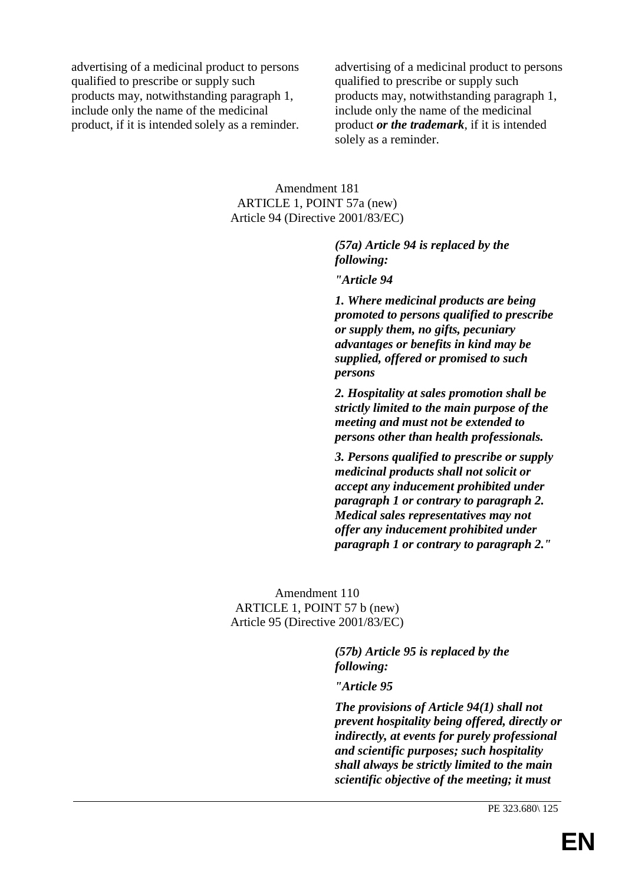| | |
|---|---|
| advertising of a medicinal product to persons qualified to prescribe or supply such products may, notwithstanding paragraph 1, include only the name of the medicinal product, if it is intended solely as a reminder. | advertising of a medicinal product to persons qualified to prescribe or supply such products may, notwithstanding paragraph 1, include only the name of the medicinal product ***or the trademark***, if it is intended solely as a reminder. |

Amendment 181
ARTICLE 1, POINT 57a (new)
Article 94 (Directive 2001/83/EC)

| | |
|---|---|
| | ***(57a) Article 94 is replaced by the following:*** |
| | ***"Article 94*** |
| | ***1. Where medicinal products are being promoted to persons qualified to prescribe or supply them, no gifts, pecuniary advantages or benefits in kind may be supplied, offered or promised to such persons*** |
| | ***2. Hospitality at sales promotion shall be strictly limited to the main purpose of the meeting and must not be extended to persons other than health professionals.*** |
| | ***3. Persons qualified to prescribe or supply medicinal products shall not solicit or accept any inducement prohibited under paragraph 1 or contrary to paragraph 2. Medical sales representatives may not offer any inducement prohibited under paragraph 1 or contrary to paragraph 2."*** |

Amendment 110
ARTICLE 1, POINT 57 b (new)
Article 95 (Directive 2001/83/EC)

| | |
|---|---|
| | ***(57b) Article 95 is replaced by the following:*** |
| | ***"Article 95*** |
| | ***The provisions of Article 94(1) shall not prevent hospitality being offered, directly or indirectly, at events for purely professional and scientific purposes; such hospitality shall always be strictly limited to the main scientific objective of the meeting; it must*** |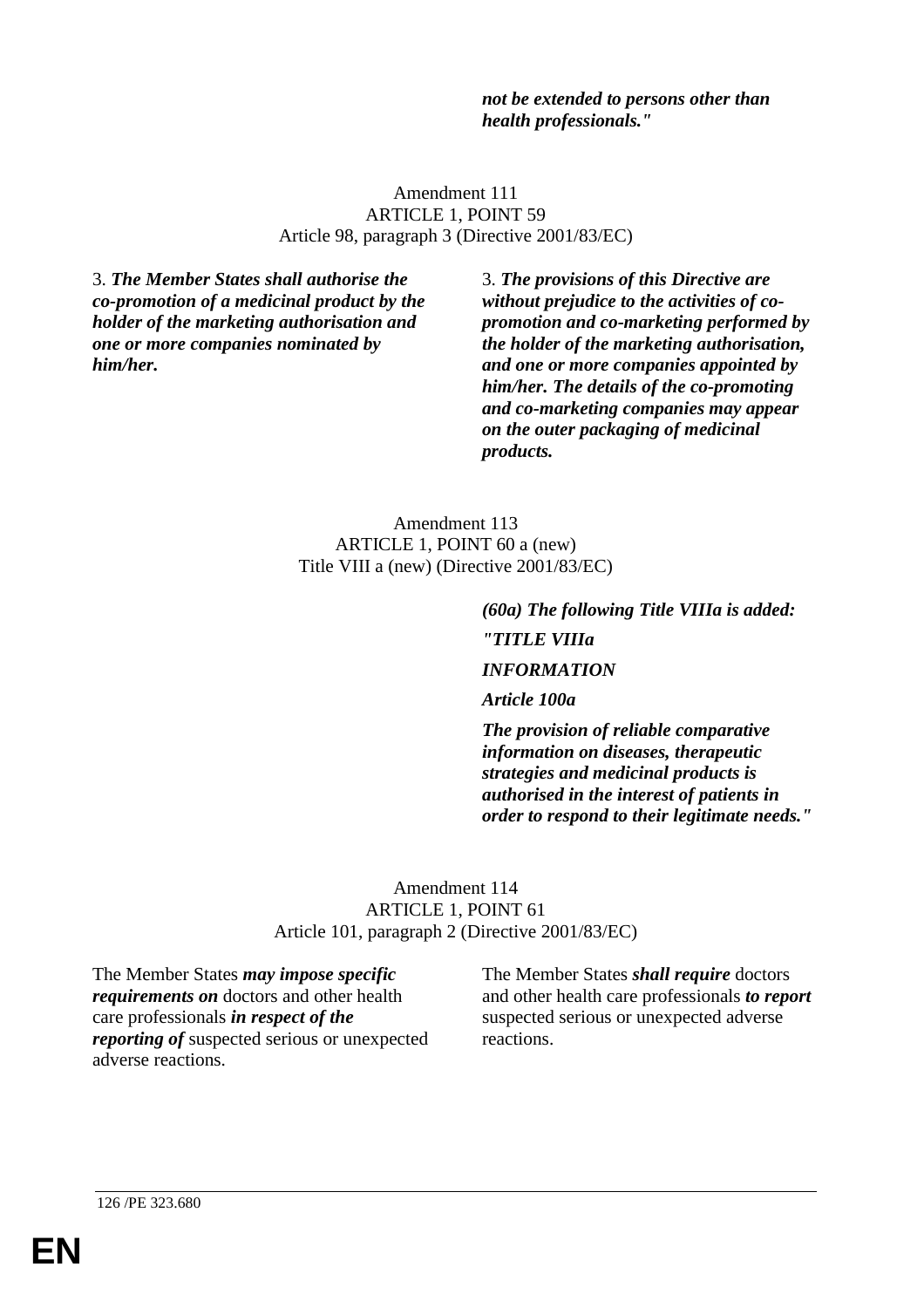***not be extended to persons other than health professionals."***

Amendment 111
ARTICLE 1, POINT 59
Article 98, paragraph 3 (Directive 2001/83/EC)

| | |
|---|---|
| 3. ***The Member States shall authorise the co-promotion of a medicinal product by the holder of the marketing authorisation and one or more companies nominated by him/her.*** | 3. ***The provisions of this Directive are without prejudice to the activities of co-promotion and co-marketing performed by the holder of the marketing authorisation, and one or more companies appointed by him/her. The details of the co-promoting and co-marketing companies may appear on the outer packaging of medicinal products.*** |

Amendment 113
ARTICLE 1, POINT 60 a (new)
Title VIII a (new) (Directive 2001/83/EC)

| | |
|---|---|
| | ***(60a) The following Title VIIIa is added:*** |
| | ***"TITLE VIIIa*** |
| | ***INFORMATION*** |
| | ***Article 100a*** |
| | ***The provision of reliable comparative information on diseases, therapeutic strategies and medicinal products is authorised in the interest of patients in order to respond to their legitimate needs."*** |

Amendment 114
ARTICLE 1, POINT 61
Article 101, paragraph 2 (Directive 2001/83/EC)

| | |
|---|---|
| The Member States ***may impose specific requirements on*** doctors and other health care professionals ***in respect of the reporting of*** suspected serious or unexpected adverse reactions. | The Member States ***shall require*** doctors and other health care professionals ***to report*** suspected serious or unexpected adverse reactions. |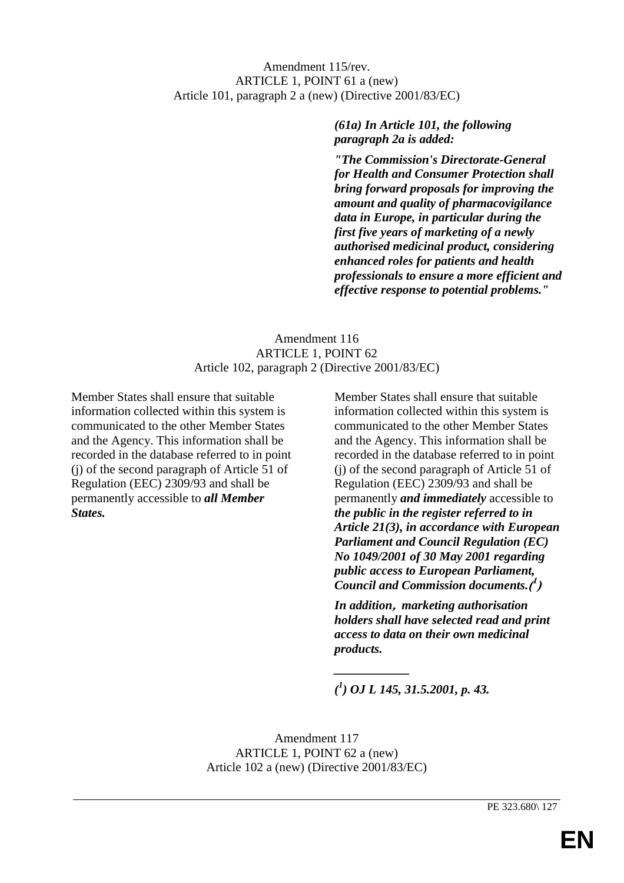Amendment 115/rev.
ARTICLE 1, POINT 61 a (new)
Article 101, paragraph 2 a (new) (Directive 2001/83/EC)

| | |
|---|---|
| | ***(61a) In Article 101, the following paragraph 2a is added:*** |
| | ***"The Commission's Directorate-General for Health and Consumer Protection shall bring forward proposals for improving the amount and quality of pharmacovigilance data in Europe, in particular during the first five years of marketing of a newly authorised medicinal product, considering enhanced roles for patients and health professionals to ensure a more efficient and effective response to potential problems."*** |

Amendment 116
ARTICLE 1, POINT 62
Article 102, paragraph 2 (Directive 2001/83/EC)

| | |
|---|---|
| Member States shall ensure that suitable information collected within this system is communicated to the other Member States and the Agency. This information shall be recorded in the database referred to in point (j) of the second paragraph of Article 51 of Regulation (EEC) 2309/93 and shall be permanently accessible to ***all Member States.*** | Member States shall ensure that suitable information collected within this system is communicated to the other Member States and the Agency. This information shall be recorded in the database referred to in point (j) of the second paragraph of Article 51 of Regulation (EEC) 2309/93 and shall be permanently ***and immediately*** accessible to ***the public in the register referred to in Article 21(3), in accordance with European Parliament and Council Regulation (EC) No 1049/2001 of 30 May 2001 regarding public access to European Parliament, Council and Commission documents.([1])*** <br><br> ***In addition, marketing authorisation holders shall have selected read and print access to data on their own medicinal products.*** <br><br> ***__________*** <br> ***([1]) OJ L 145, 31.5.2001, p. 43.*** |

Amendment 117
ARTICLE 1, POINT 62 a (new)
Article 102 a (new) (Directive 2001/83/EC)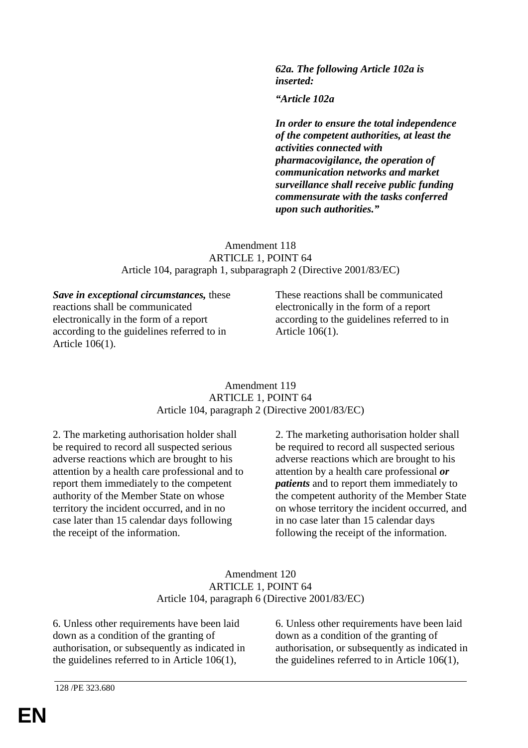| | |
|---|---|
| | ***62a. The following Article 102a is inserted:*** |
| | ***"Article 102a*** |
| | ***In order to ensure the total independence of the competent authorities, at least the activities connected with pharmacovigilance, the operation of communication networks and market surveillance shall receive public funding commensurate with the tasks conferred upon such authorities."*** |

Amendment 118
ARTICLE 1, POINT 64
Article 104, paragraph 1, subparagraph 2 (Directive 2001/83/EC)

| | |
|---|---|
| ***Save in exceptional circumstances,*** these reactions shall be communicated electronically in the form of a report according to the guidelines referred to in Article 106(1). | These reactions shall be communicated electronically in the form of a report according to the guidelines referred to in Article 106(1). |

Amendment 119
ARTICLE 1, POINT 64
Article 104, paragraph 2 (Directive 2001/83/EC)

| | |
|---|---|
| 2. The marketing authorisation holder shall be required to record all suspected serious adverse reactions which are brought to his attention by a health care professional and to report them immediately to the competent authority of the Member State on whose territory the incident occurred, and in no case later than 15 calendar days following the receipt of the information. | 2. The marketing authorisation holder shall be required to record all suspected serious adverse reactions which are brought to his attention by a health care professional ***or patients*** and to report them immediately to the competent authority of the Member State on whose territory the incident occurred, and in no case later than 15 calendar days following the receipt of the information. |

Amendment 120
ARTICLE 1, POINT 64
Article 104, paragraph 6 (Directive 2001/83/EC)

| | |
|---|---|
| 6. Unless other requirements have been laid down as a condition of the granting of authorisation, or subsequently as indicated in the guidelines referred to in Article 106(1), | 6. Unless other requirements have been laid down as a condition of the granting of authorisation, or subsequently as indicated in the guidelines referred to in Article 106(1), |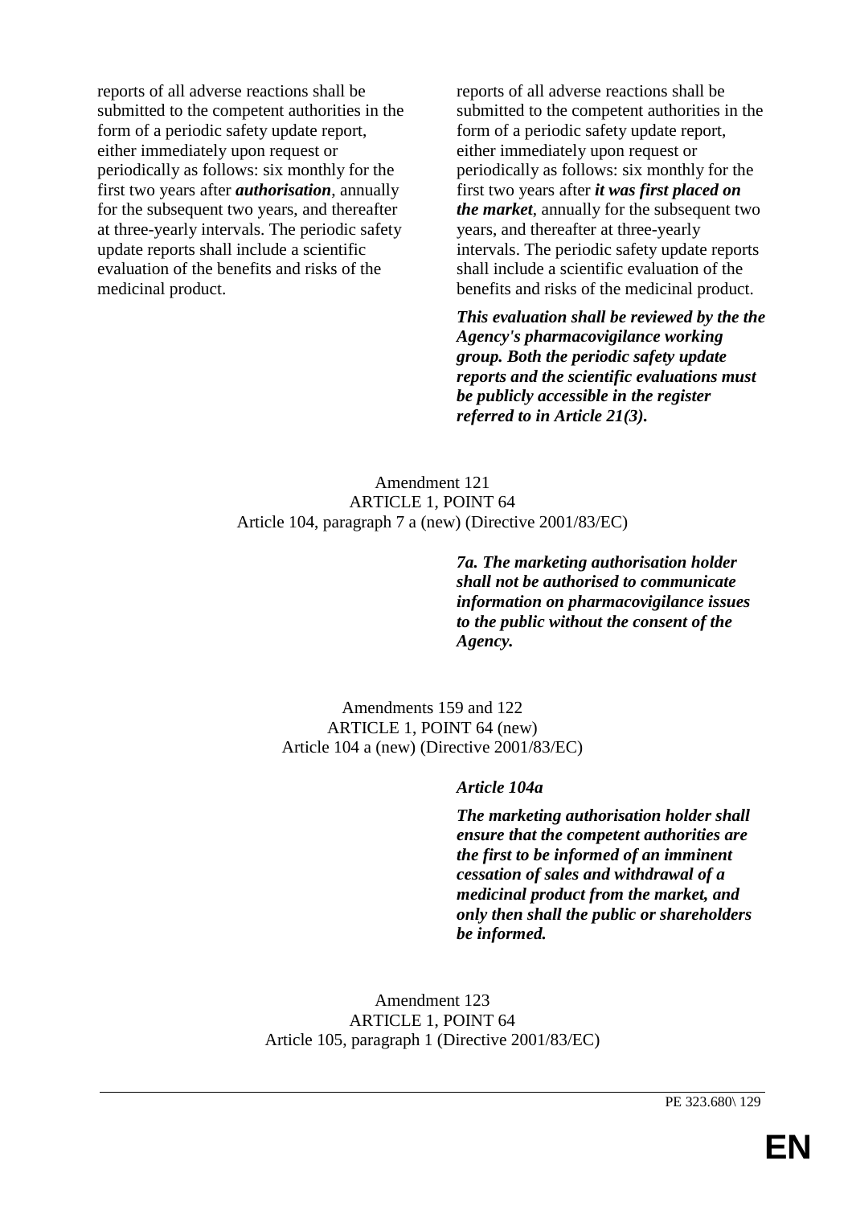| | |
|---|---|
| reports of all adverse reactions shall be submitted to the competent authorities in the form of a periodic safety update report, either immediately upon request or periodically as follows: six monthly for the first two years after ***authorisation***, annually for the subsequent two years, and thereafter at three-yearly intervals. The periodic safety update reports shall include a scientific evaluation of the benefits and risks of the medicinal product. | reports of all adverse reactions shall be submitted to the competent authorities in the form of a periodic safety update report, either immediately upon request or periodically as follows: six monthly for the first two years after ***it was first placed on the market***, annually for the subsequent two years, and thereafter at three-yearly intervals. The periodic safety update reports shall include a scientific evaluation of the benefits and risks of the medicinal product.<br><br>***This evaluation shall be reviewed by the the Agency's pharmacovigilance working group. Both the periodic safety update reports and the scientific evaluations must be publicly accessible in the register referred to in Article 21(3).*** |

Amendment 121
ARTICLE 1, POINT 64
Article 104, paragraph 7 a (new) (Directive 2001/83/EC)

| | |
|---|---|
| | ***7a. The marketing authorisation holder shall not be authorised to communicate information on pharmacovigilance issues to the public without the consent of the Agency.*** |

Amendments 159 and 122
ARTICLE 1, POINT 64 (new)
Article 104 a (new) (Directive 2001/83/EC)

| | |
|---|---|
| | ***Article 104a***<br><br>***The marketing authorisation holder shall ensure that the competent authorities are the first to be informed of an imminent cessation of sales and withdrawal of a medicinal product from the market, and only then shall the public or shareholders be informed.*** |

Amendment 123
ARTICLE 1, POINT 64
Article 105, paragraph 1 (Directive 2001/83/EC)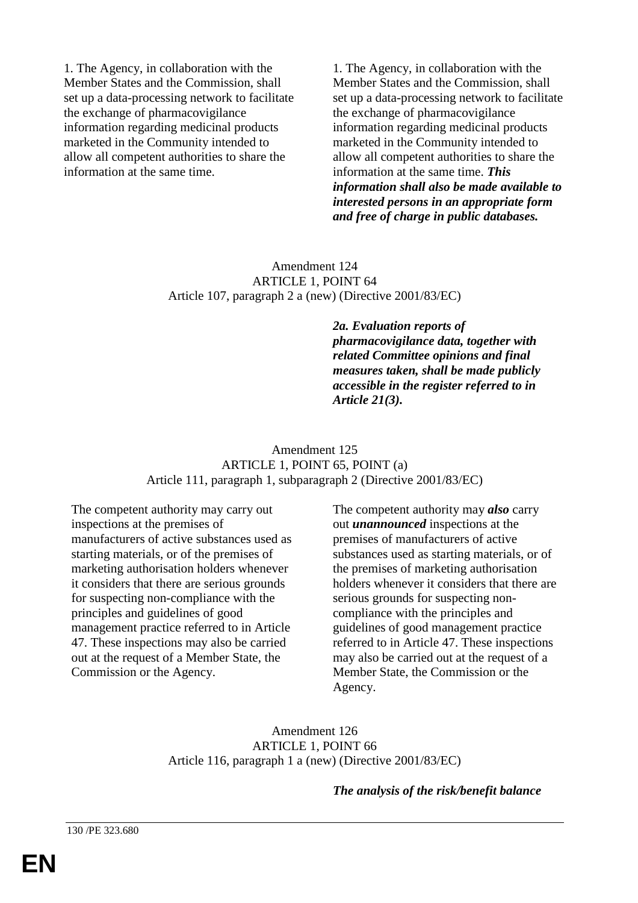| | |
|---|---|
| 1. The Agency, in collaboration with the Member States and the Commission, shall set up a data-processing network to facilitate the exchange of pharmacovigilance information regarding medicinal products marketed in the Community intended to allow all competent authorities to share the information at the same time. | 1. The Agency, in collaboration with the Member States and the Commission, shall set up a data-processing network to facilitate the exchange of pharmacovigilance information regarding medicinal products marketed in the Community intended to allow all competent authorities to share the information at the same time. ***This information shall also be made available to interested persons in an appropriate form and free of charge in public databases.*** |

Amendment 124
ARTICLE 1, POINT 64
Article 107, paragraph 2 a (new) (Directive 2001/83/EC)

| | |
|---|---|
| | ***2a. Evaluation reports of pharmacovigilance data, together with related Committee opinions and final measures taken, shall be made publicly accessible in the register referred to in Article 21(3).*** |

Amendment 125
ARTICLE 1, POINT 65, POINT (a)
Article 111, paragraph 1, subparagraph 2 (Directive 2001/83/EC)

| | |
|---|---|
| The competent authority may carry out inspections at the premises of manufacturers of active substances used as starting materials, or of the premises of marketing authorisation holders whenever it considers that there are serious grounds for suspecting non-compliance with the principles and guidelines of good management practice referred to in Article 47. These inspections may also be carried out at the request of a Member State, the Commission or the Agency. | The competent authority may ***also*** carry out ***unannounced*** inspections at the premises of manufacturers of active substances used as starting materials, or of the premises of marketing authorisation holders whenever it considers that there are serious grounds for suspecting non-compliance with the principles and guidelines of good management practice referred to in Article 47. These inspections may also be carried out at the request of a Member State, the Commission or the Agency. |

Amendment 126
ARTICLE 1, POINT 66
Article 116, paragraph 1 a (new) (Directive 2001/83/EC)

| | |
|---|---|
| | ***The analysis of the risk/benefit balance*** |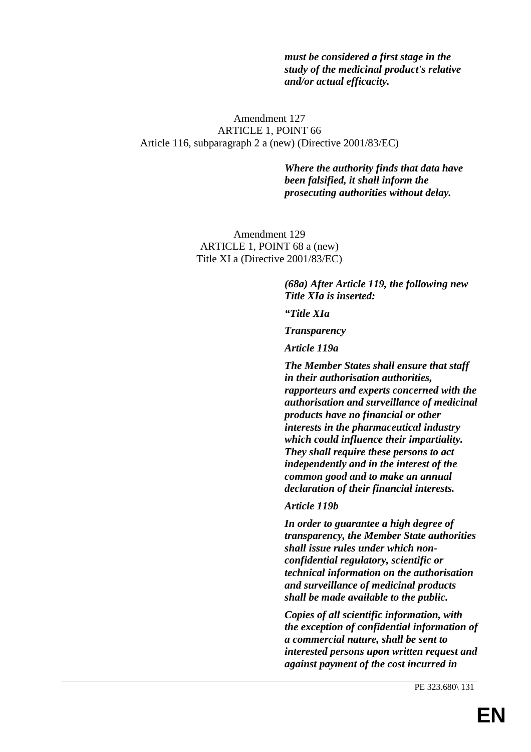***must be considered a first stage in the study of the medicinal product's relative and/or actual efficacity.***

Amendment 127
ARTICLE 1, POINT 66
Article 116, subparagraph 2 a (new) (Directive 2001/83/EC)

***Where the authority finds that data have been falsified, it shall inform the prosecuting authorities without delay.***

Amendment 129
ARTICLE 1, POINT 68 a (new)
Title XI a (Directive 2001/83/EC)

***(68a) After Article 119, the following new Title XIa is inserted:***

***"Title XIa***

***Transparency***

***Article 119a***

***The Member States shall ensure that staff in their authorisation authorities, rapporteurs and experts concerned with the authorisation and surveillance of medicinal products have no financial or other interests in the pharmaceutical industry which could influence their impartiality. They shall require these persons to act independently and in the interest of the common good and to make an annual declaration of their financial interests.***

***Article 119b***

***In order to guarantee a high degree of transparency, the Member State authorities shall issue rules under which non-confidential regulatory, scientific or technical information on the authorisation and surveillance of medicinal products shall be made available to the public.***

***Copies of all scientific information, with the exception of confidential information of a commercial nature, shall be sent to interested persons upon written request and against payment of the cost incurred in***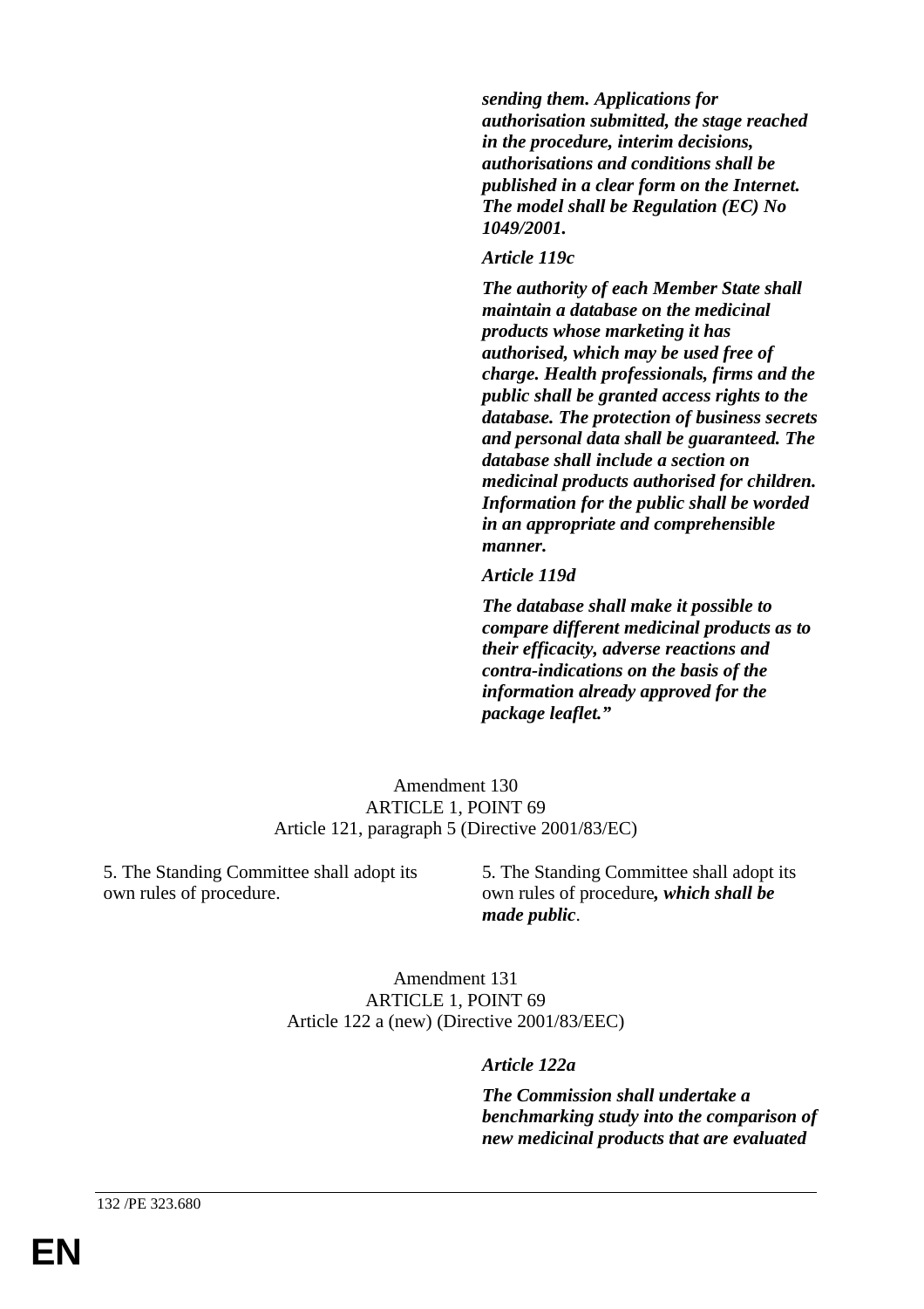| | |
|---|---|
| | ***sending them. Applications for authorisation submitted, the stage reached in the procedure, interim decisions, authorisations and conditions shall be published in a clear form on the Internet. The model shall be Regulation (EC) No 1049/2001.*** |
| | ***Article 119c*** |
| | ***The authority of each Member State shall maintain a database on the medicinal products whose marketing it has authorised, which may be used free of charge. Health professionals, firms and the public shall be granted access rights to the database. The protection of business secrets and personal data shall be guaranteed. The database shall include a section on medicinal products authorised for children. Information for the public shall be worded in an appropriate and comprehensible manner.*** |
| | ***Article 119d*** |
| | ***The database shall make it possible to compare different medicinal products as to their efficacity, adverse reactions and contra-indications on the basis of the information already approved for the package leaflet.”*** |

Amendment 130
ARTICLE 1, POINT 69
Article 121, paragraph 5 (Directive 2001/83/EC)

| | |
|---|---|
| 5. The Standing Committee shall adopt its own rules of procedure. | 5. The Standing Committee shall adopt its own rules of procedure***, which shall be made public***. |

Amendment 131
ARTICLE 1, POINT 69
Article 122 a (new) (Directive 2001/83/EEC)

| | |
|---|---|
| | ***Article 122a*** |
| | ***The Commission shall undertake a benchmarking study into the comparison of new medicinal products that are evaluated*** |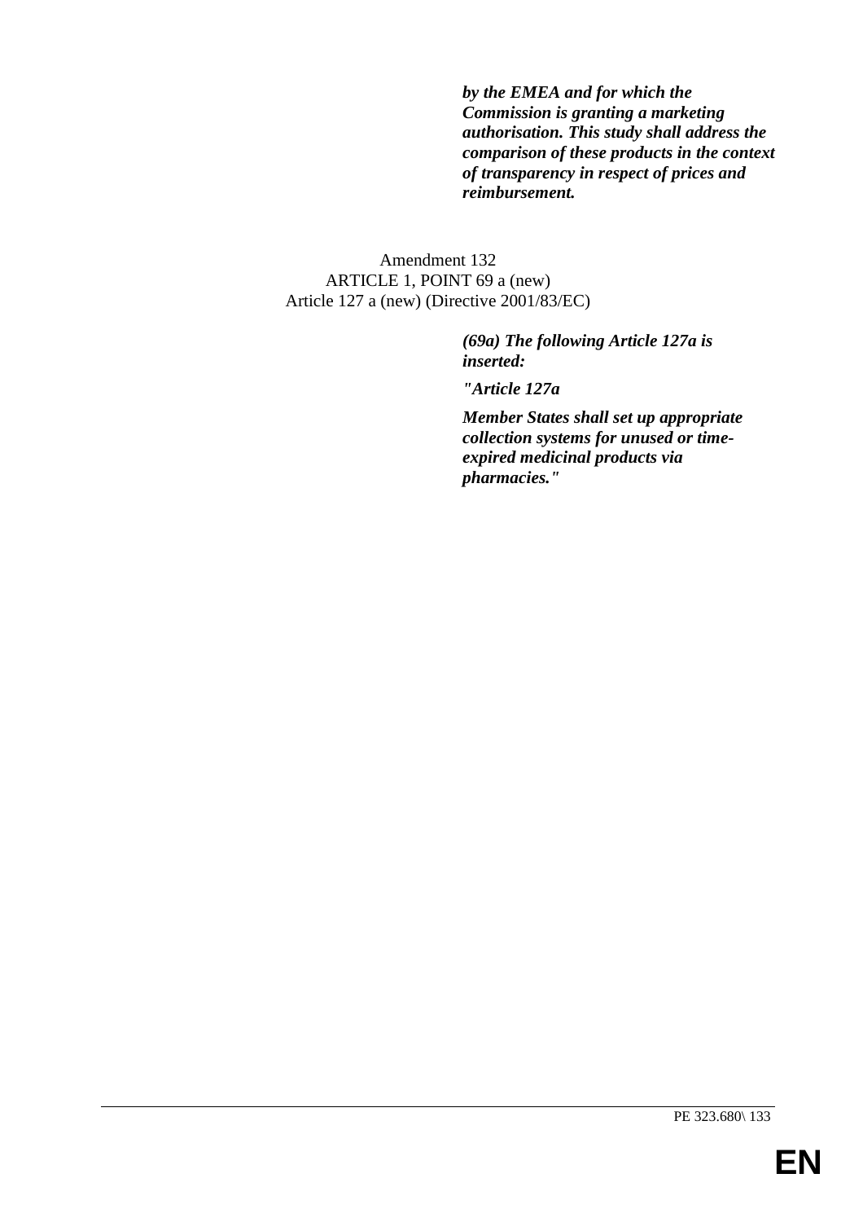***by the EMEA and for which the Commission is granting a marketing authorisation. This study shall address the comparison of these products in the context of transparency in respect of prices and reimbursement.***

Amendment 132
ARTICLE 1, POINT 69 a (new)
Article 127 a (new) (Directive 2001/83/EC)

***(69a) The following Article 127a is inserted:***

***"Article 127a***

***Member States shall set up appropriate collection systems for unused or time-expired medicinal products via pharmacies."***